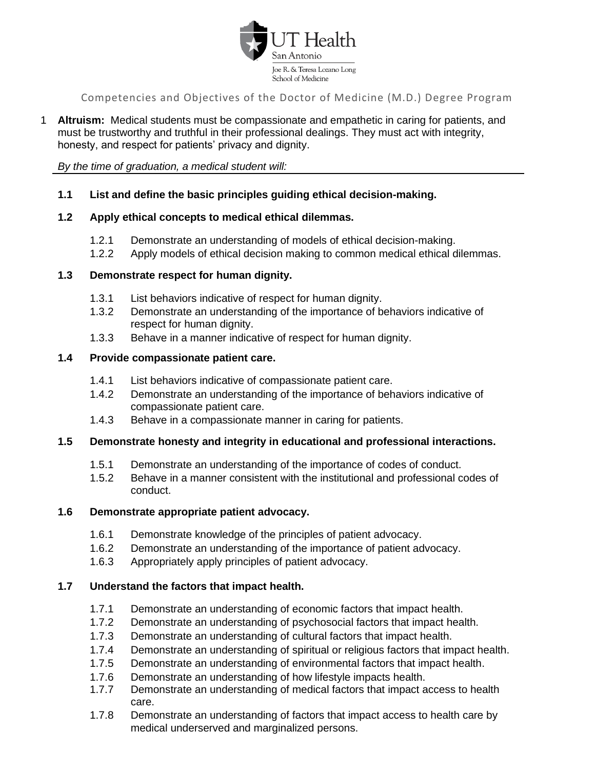UT Health San Antonio

Joe R. & Teresa Lozano Long School of Medicine

# Competencies and Objectives of the Doctor of Medicine (M.D.) Degree Program

1 **Altruism:** Medical students must be compassionate and empathetic in caring for patients, and must be trustworthy and truthful in their professional dealings. They must act with integrity, honesty, and respect for patients' privacy and dignity.

*By the time of graduation, a medical student will:*

**1.1 List and define the basic principles guiding ethical decision-making.**

**1.2 Apply ethical concepts to medical ethical dilemmas.**

- 1.2.1 Demonstrate an understanding of models of ethical decision-making.
- 1.2.2 Apply models of ethical decision making to common medical ethical dilemmas.

**1.3 Demonstrate respect for human dignity.**

- 1.3.1 List behaviors indicative of respect for human dignity.
- 1.3.2 Demonstrate an understanding of the importance of behaviors indicative of respect for human dignity.
- 1.3.3 Behave in a manner indicative of respect for human dignity.

**1.4 Provide compassionate patient care.**

- 1.4.1 List behaviors indicative of compassionate patient care.
- 1.4.2 Demonstrate an understanding of the importance of behaviors indicative of compassionate patient care.
- 1.4.3 Behave in a compassionate manner in caring for patients.

**1.5 Demonstrate honesty and integrity in educational and professional interactions.**

- 1.5.1 Demonstrate an understanding of the importance of codes of conduct.
- 1.5.2 Behave in a manner consistent with the institutional and professional codes of conduct.

**1.6 Demonstrate appropriate patient advocacy.**

- 1.6.1 Demonstrate knowledge of the principles of patient advocacy.
- 1.6.2 Demonstrate an understanding of the importance of patient advocacy.
- 1.6.3 Appropriately apply principles of patient advocacy.

**1.7 Understand the factors that impact health.**

- 1.7.1 Demonstrate an understanding of economic factors that impact health.
- 1.7.2 Demonstrate an understanding of psychosocial factors that impact health.
- 1.7.3 Demonstrate an understanding of cultural factors that impact health.
- 1.7.4 Demonstrate an understanding of spiritual or religious factors that impact health.
- 1.7.5 Demonstrate an understanding of environmental factors that impact health.
- 1.7.6 Demonstrate an understanding of how lifestyle impacts health.
- 1.7.7 Demonstrate an understanding of medical factors that impact access to health care.
- 1.7.8 Demonstrate an understanding of factors that impact access to health care by medical underserved and marginalized persons.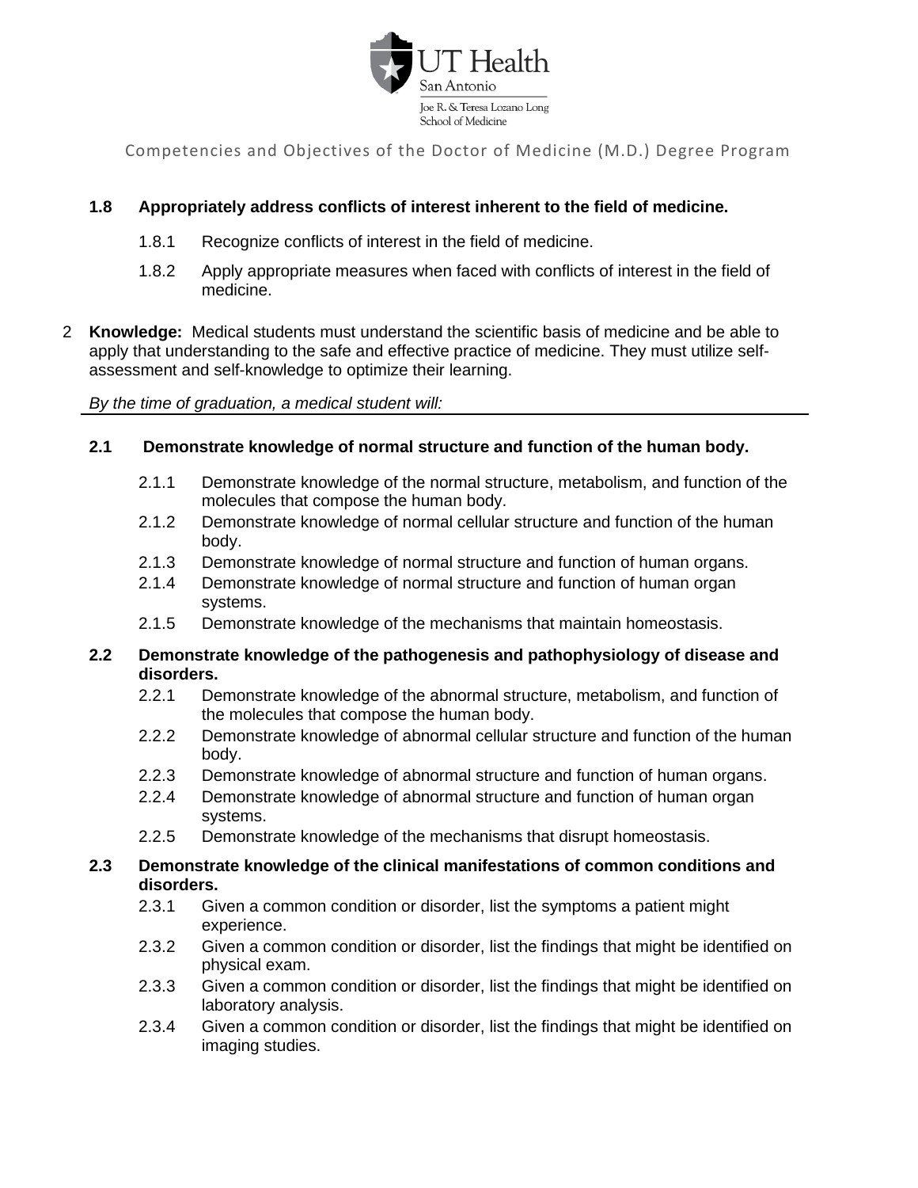**1.8 Appropriately address conflicts of interest inherent to the field of medicine.**

- 1.8.1 Recognize conflicts of interest in the field of medicine.
- 1.8.2 Apply appropriate measures when faced with conflicts of interest in the field of medicine.

2 **Knowledge:** Medical students must understand the scientific basis of medicine and be able to apply that understanding to the safe and effective practice of medicine. They must utilize self-assessment and self-knowledge to optimize their learning.

*By the time of graduation, a medical student will:*

**2.1 Demonstrate knowledge of normal structure and function of the human body.**

- 2.1.1 Demonstrate knowledge of the normal structure, metabolism, and function of the molecules that compose the human body.
- 2.1.2 Demonstrate knowledge of normal cellular structure and function of the human body.
- 2.1.3 Demonstrate knowledge of normal structure and function of human organs.
- 2.1.4 Demonstrate knowledge of normal structure and function of human organ systems.
- 2.1.5 Demonstrate knowledge of the mechanisms that maintain homeostasis.

**2.2 Demonstrate knowledge of the pathogenesis and pathophysiology of disease and disorders.**

- 2.2.1 Demonstrate knowledge of the abnormal structure, metabolism, and function of the molecules that compose the human body.
- 2.2.2 Demonstrate knowledge of abnormal cellular structure and function of the human body.
- 2.2.3 Demonstrate knowledge of abnormal structure and function of human organs.
- 2.2.4 Demonstrate knowledge of abnormal structure and function of human organ systems.
- 2.2.5 Demonstrate knowledge of the mechanisms that disrupt homeostasis.

**2.3 Demonstrate knowledge of the clinical manifestations of common conditions and disorders.**

- 2.3.1 Given a common condition or disorder, list the symptoms a patient might experience.
- 2.3.2 Given a common condition or disorder, list the findings that might be identified on physical exam.
- 2.3.3 Given a common condition or disorder, list the findings that might be identified on laboratory analysis.
- 2.3.4 Given a common condition or disorder, list the findings that might be identified on imaging studies.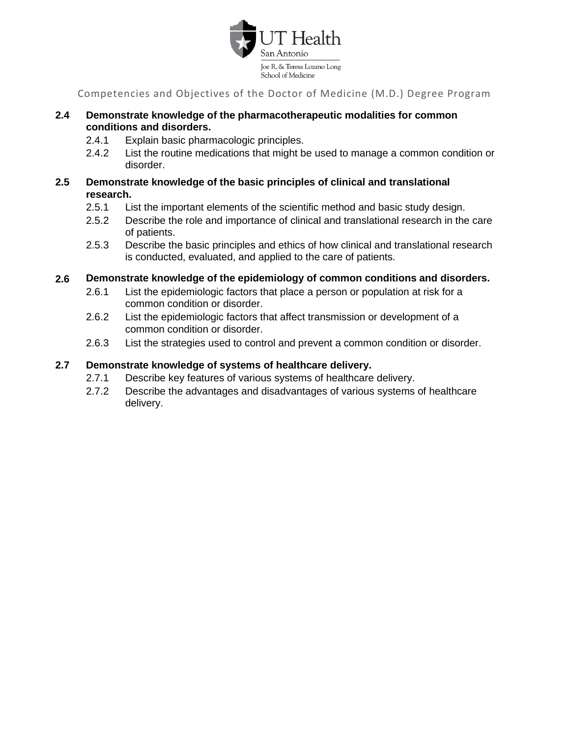**2.4 Demonstrate knowledge of the pharmacotherapeutic modalities for common conditions and disorders.**

- 2.4.1 Explain basic pharmacologic principles.
- 2.4.2 List the routine medications that might be used to manage a common condition or disorder.

**2.5 Demonstrate knowledge of the basic principles of clinical and translational research.**

- 2.5.1 List the important elements of the scientific method and basic study design.
- 2.5.2 Describe the role and importance of clinical and translational research in the care of patients.
- 2.5.3 Describe the basic principles and ethics of how clinical and translational research is conducted, evaluated, and applied to the care of patients.

**2.6 Demonstrate knowledge of the epidemiology of common conditions and disorders.**

- 2.6.1 List the epidemiologic factors that place a person or population at risk for a common condition or disorder.
- 2.6.2 List the epidemiologic factors that affect transmission or development of a common condition or disorder.
- 2.6.3 List the strategies used to control and prevent a common condition or disorder.

**2.7 Demonstrate knowledge of systems of healthcare delivery.**

- 2.7.1 Describe key features of various systems of healthcare delivery.
- 2.7.2 Describe the advantages and disadvantages of various systems of healthcare delivery.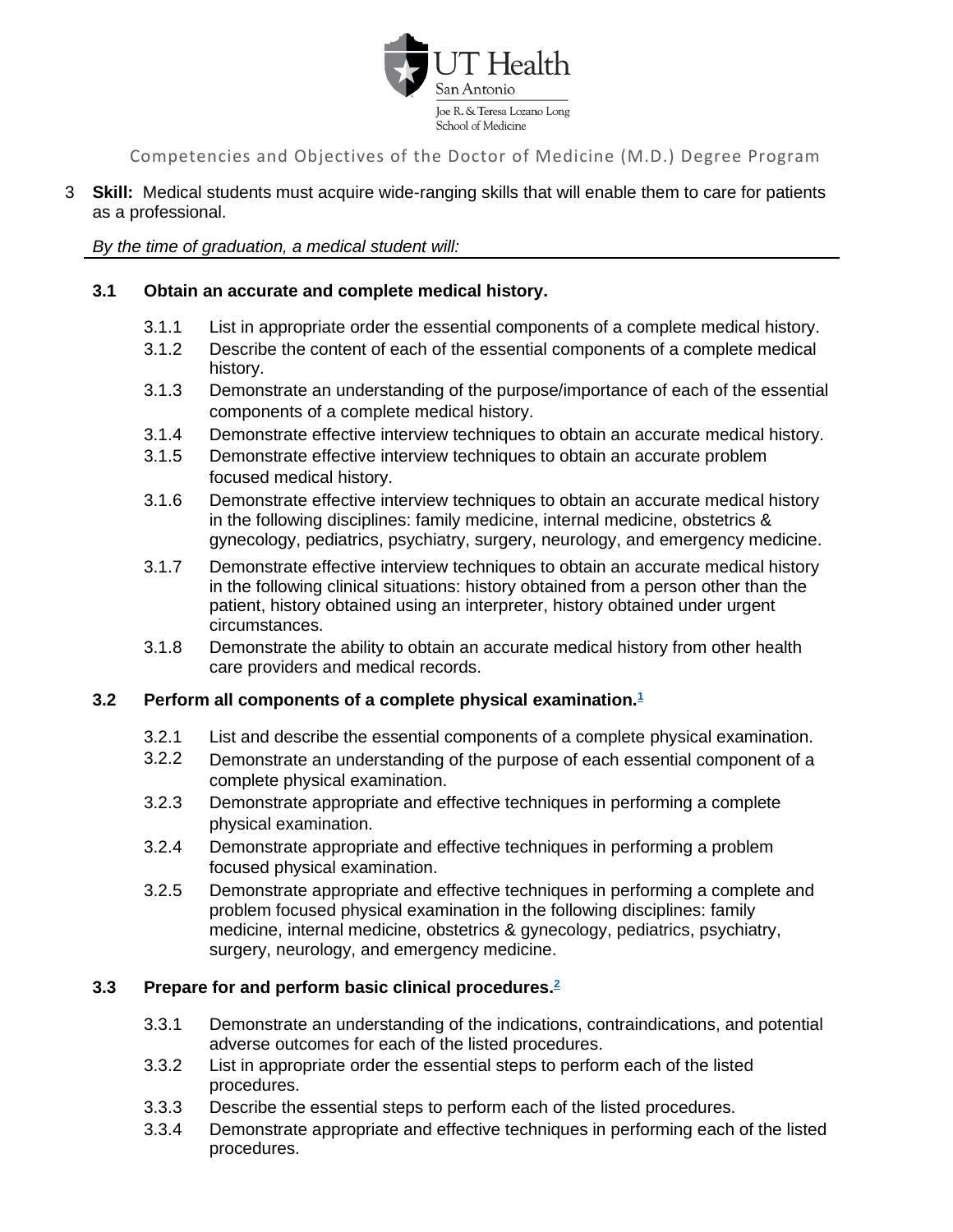3 **Skill:** Medical students must acquire wide-ranging skills that will enable them to care for patients as a professional.

*By the time of graduation, a medical student will:*

**3.1 Obtain an accurate and complete medical history.**

- 3.1.1 List in appropriate order the essential components of a complete medical history.
- 3.1.2 Describe the content of each of the essential components of a complete medical history.
- 3.1.3 Demonstrate an understanding of the purpose/importance of each of the essential components of a complete medical history.
- 3.1.4 Demonstrate effective interview techniques to obtain an accurate medical history.
- 3.1.5 Demonstrate effective interview techniques to obtain an accurate problem focused medical history.
- 3.1.6 Demonstrate effective interview techniques to obtain an accurate medical history in the following disciplines: family medicine, internal medicine, obstetrics & gynecology, pediatrics, psychiatry, surgery, neurology, and emergency medicine.
- 3.1.7 Demonstrate effective interview techniques to obtain an accurate medical history in the following clinical situations: history obtained from a person other than the patient, history obtained using an interpreter, history obtained under urgent circumstances.
- 3.1.8 Demonstrate the ability to obtain an accurate medical history from other health care providers and medical records.

**3.2 Perform all components of a complete physical examination.**[1]

- 3.2.1 List and describe the essential components of a complete physical examination.
- 3.2.2 Demonstrate an understanding of the purpose of each essential component of a complete physical examination.
- 3.2.3 Demonstrate appropriate and effective techniques in performing a complete physical examination.
- 3.2.4 Demonstrate appropriate and effective techniques in performing a problem focused physical examination.
- 3.2.5 Demonstrate appropriate and effective techniques in performing a complete and problem focused physical examination in the following disciplines: family medicine, internal medicine, obstetrics & gynecology, pediatrics, psychiatry, surgery, neurology, and emergency medicine.

**3.3 Prepare for and perform basic clinical procedures.**[2]

- 3.3.1 Demonstrate an understanding of the indications, contraindications, and potential adverse outcomes for each of the listed procedures.
- 3.3.2 List in appropriate order the essential steps to perform each of the listed procedures.
- 3.3.3 Describe the essential steps to perform each of the listed procedures.
- 3.3.4 Demonstrate appropriate and effective techniques in performing each of the listed procedures.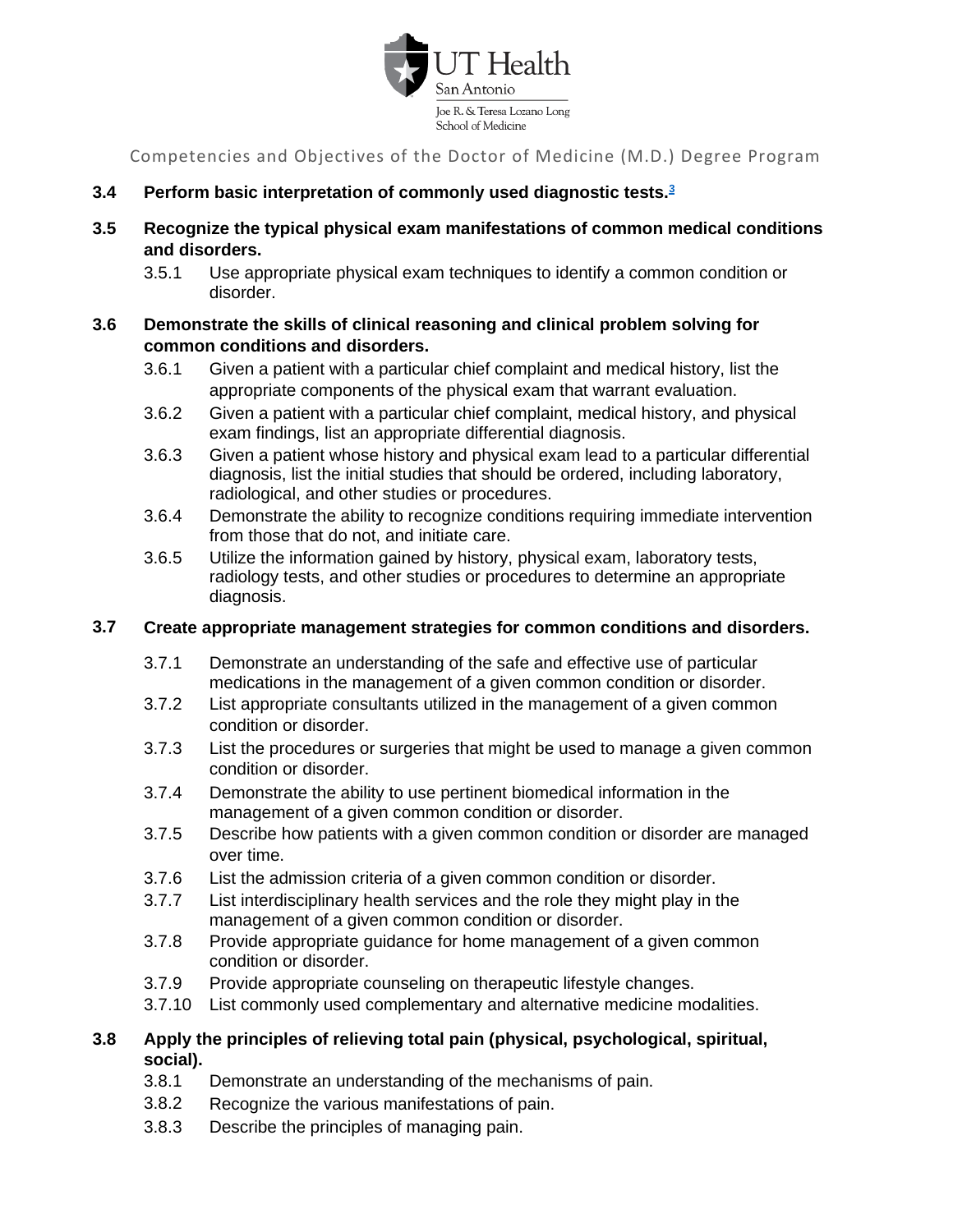**3.4 Perform basic interpretation of commonly used diagnostic tests.**[3]

**3.5 Recognize the typical physical exam manifestations of common medical conditions and disorders.**

- 3.5.1 Use appropriate physical exam techniques to identify a common condition or disorder.

**3.6 Demonstrate the skills of clinical reasoning and clinical problem solving for common conditions and disorders.**

- 3.6.1 Given a patient with a particular chief complaint and medical history, list the appropriate components of the physical exam that warrant evaluation.
- 3.6.2 Given a patient with a particular chief complaint, medical history, and physical exam findings, list an appropriate differential diagnosis.
- 3.6.3 Given a patient whose history and physical exam lead to a particular differential diagnosis, list the initial studies that should be ordered, including laboratory, radiological, and other studies or procedures.
- 3.6.4 Demonstrate the ability to recognize conditions requiring immediate intervention from those that do not, and initiate care.
- 3.6.5 Utilize the information gained by history, physical exam, laboratory tests, radiology tests, and other studies or procedures to determine an appropriate diagnosis.

**3.7 Create appropriate management strategies for common conditions and disorders.**

- 3.7.1 Demonstrate an understanding of the safe and effective use of particular medications in the management of a given common condition or disorder.
- 3.7.2 List appropriate consultants utilized in the management of a given common condition or disorder.
- 3.7.3 List the procedures or surgeries that might be used to manage a given common condition or disorder.
- 3.7.4 Demonstrate the ability to use pertinent biomedical information in the management of a given common condition or disorder.
- 3.7.5 Describe how patients with a given common condition or disorder are managed over time.
- 3.7.6 List the admission criteria of a given common condition or disorder.
- 3.7.7 List interdisciplinary health services and the role they might play in the management of a given common condition or disorder.
- 3.7.8 Provide appropriate guidance for home management of a given common condition or disorder.
- 3.7.9 Provide appropriate counseling on therapeutic lifestyle changes.
- 3.7.10 List commonly used complementary and alternative medicine modalities.

**3.8 Apply the principles of relieving total pain (physical, psychological, spiritual, social).**

- 3.8.1 Demonstrate an understanding of the mechanisms of pain.
- 3.8.2 Recognize the various manifestations of pain.
- 3.8.3 Describe the principles of managing pain.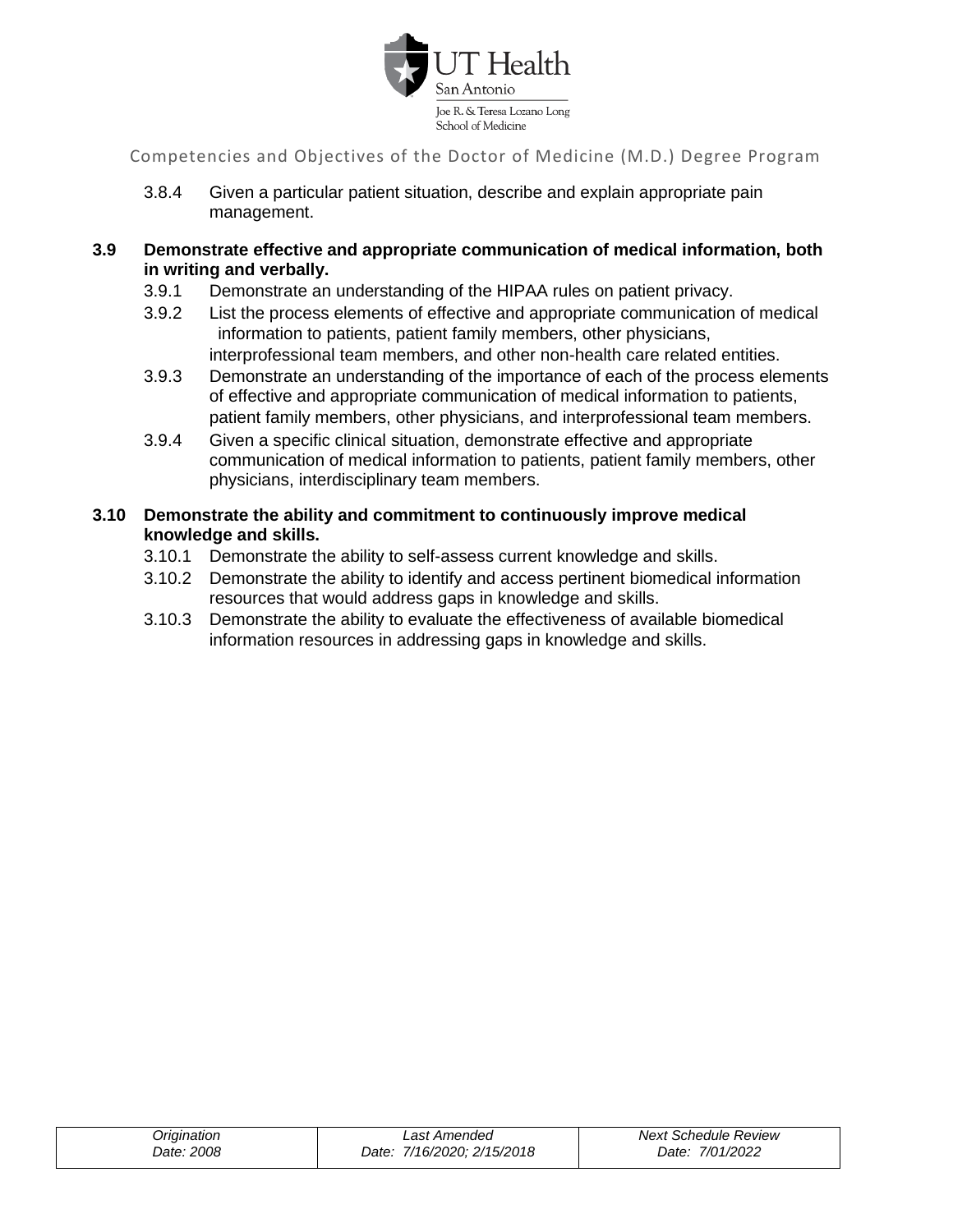3.8.4 Given a particular patient situation, describe and explain appropriate pain management.

**3.9 Demonstrate effective and appropriate communication of medical information, both in writing and verbally.**

3.9.1 Demonstrate an understanding of the HIPAA rules on patient privacy.

3.9.2 List the process elements of effective and appropriate communication of medical information to patients, patient family members, other physicians, interprofessional team members, and other non-health care related entities.

3.9.3 Demonstrate an understanding of the importance of each of the process elements of effective and appropriate communication of medical information to patients, patient family members, other physicians, and interprofessional team members.

3.9.4 Given a specific clinical situation, demonstrate effective and appropriate communication of medical information to patients, patient family members, other physicians, interdisciplinary team members.

**3.10 Demonstrate the ability and commitment to continuously improve medical knowledge and skills.**

3.10.1 Demonstrate the ability to self-assess current knowledge and skills.

3.10.2 Demonstrate the ability to identify and access pertinent biomedical information resources that would address gaps in knowledge and skills.

3.10.3 Demonstrate the ability to evaluate the effectiveness of available biomedical information resources in addressing gaps in knowledge and skills.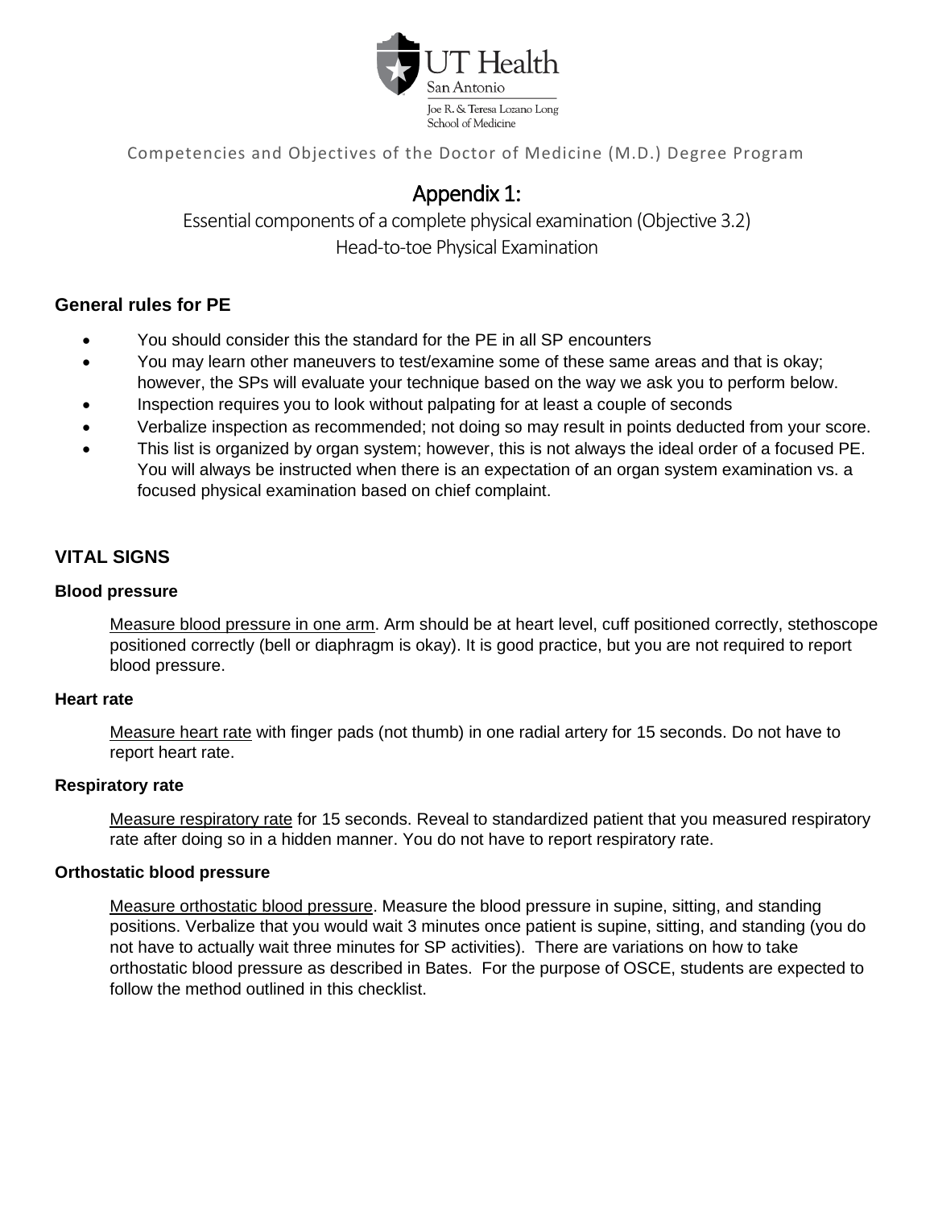Competencies and Objectives of the Doctor of Medicine (M.D.) Degree Program

# Appendix 1:

Essential components of a complete physical examination (Objective 3.2)
Head-to-toe Physical Examination

## General rules for PE

- You should consider this the standard for the PE in all SP encounters
- You may learn other maneuvers to test/examine some of these same areas and that is okay; however, the SPs will evaluate your technique based on the way we ask you to perform below.
- Inspection requires you to look without palpating for at least a couple of seconds
- Verbalize inspection as recommended; not doing so may result in points deducted from your score.
- This list is organized by organ system; however, this is not always the ideal order of a focused PE. You will always be instructed when there is an expectation of an organ system examination vs. a focused physical examination based on chief complaint.

## VITAL SIGNS

### Blood pressure

Measure blood pressure in one arm. Arm should be at heart level, cuff positioned correctly, stethoscope positioned correctly (bell or diaphragm is okay). It is good practice, but you are not required to report blood pressure.

### Heart rate

Measure heart rate with finger pads (not thumb) in one radial artery for 15 seconds. Do not have to report heart rate.

### Respiratory rate

Measure respiratory rate for 15 seconds. Reveal to standardized patient that you measured respiratory rate after doing so in a hidden manner. You do not have to report respiratory rate.

### Orthostatic blood pressure

Measure orthostatic blood pressure. Measure the blood pressure in supine, sitting, and standing positions. Verbalize that you would wait 3 minutes once patient is supine, sitting, and standing (you do not have to actually wait three minutes for SP activities). There are variations on how to take orthostatic blood pressure as described in Bates. For the purpose of OSCE, students are expected to follow the method outlined in this checklist.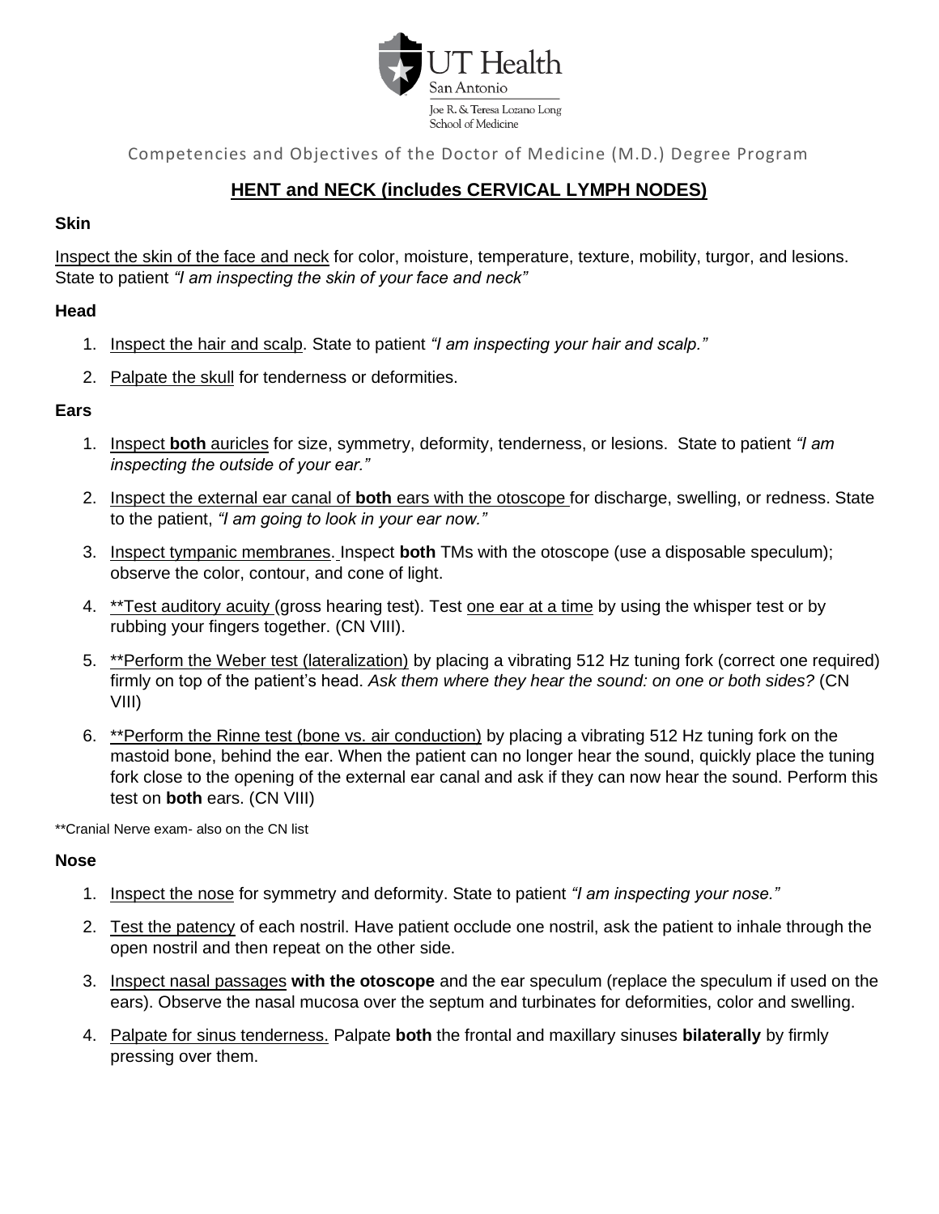Competencies and Objectives of the Doctor of Medicine (M.D.) Degree Program

## HENT and NECK (includes CERVICAL LYMPH NODES)

### Skin

Inspect the skin of the face and neck for color, moisture, temperature, texture, mobility, turgor, and lesions. State to patient *"I am inspecting the skin of your face and neck"*

### Head

1. Inspect the hair and scalp. State to patient *"I am inspecting your hair and scalp."*
2. Palpate the skull for tenderness or deformities.

### Ears

1. Inspect **both** auricles for size, symmetry, deformity, tenderness, or lesions. State to patient *"I am inspecting the outside of your ear."*
2. Inspect the external ear canal of **both** ears with the otoscope for discharge, swelling, or redness. State to the patient, *"I am going to look in your ear now."*
3. Inspect tympanic membranes. Inspect **both** TMs with the otoscope (use a disposable speculum); observe the color, contour, and cone of light.
4. **Test auditory acuity (gross hearing test). Test one ear at a time by using the whisper test or by rubbing your fingers together. (CN VIII).
5. **Perform the Weber test (lateralization) by placing a vibrating 512 Hz tuning fork (correct one required) firmly on top of the patient's head. *Ask them where they hear the sound: on one or both sides?* (CN VIII)
6. **Perform the Rinne test (bone vs. air conduction) by placing a vibrating 512 Hz tuning fork on the mastoid bone, behind the ear. When the patient can no longer hear the sound, quickly place the tuning fork close to the opening of the external ear canal and ask if they can now hear the sound. Perform this test on **both** ears. (CN VIII)

**Cranial Nerve exam- also on the CN list

### Nose

1. Inspect the nose for symmetry and deformity. State to patient *"I am inspecting your nose."*
2. Test the patency of each nostril. Have patient occlude one nostril, ask the patient to inhale through the open nostril and then repeat on the other side.
3. Inspect nasal passages **with the otoscope** and the ear speculum (replace the speculum if used on the ears). Observe the nasal mucosa over the septum and turbinates for deformities, color and swelling.
4. Palpate for sinus tenderness. Palpate **both** the frontal and maxillary sinuses **bilaterally** by firmly pressing over them.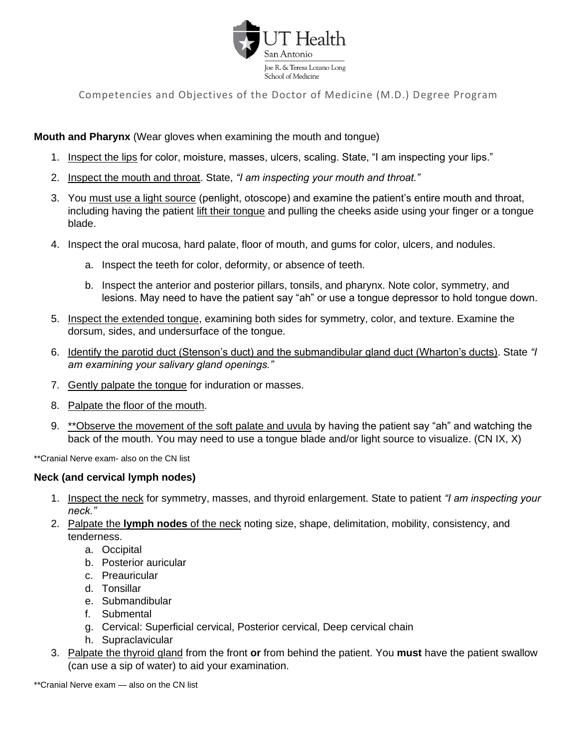**Mouth and Pharynx** (Wear gloves when examining the mouth and tongue)

1. Inspect the lips for color, moisture, masses, ulcers, scaling. State, "I am inspecting your lips."
2. Inspect the mouth and throat. State, *"I am inspecting your mouth and throat."*
3. You must use a light source (penlight, otoscope) and examine the patient's entire mouth and throat, including having the patient lift their tongue and pulling the cheeks aside using your finger or a tongue blade.
4. Inspect the oral mucosa, hard palate, floor of mouth, and gums for color, ulcers, and nodules.
    a. Inspect the teeth for color, deformity, or absence of teeth.
    b. Inspect the anterior and posterior pillars, tonsils, and pharynx. Note color, symmetry, and lesions. May need to have the patient say "ah" or use a tongue depressor to hold tongue down.
5. Inspect the extended tongue, examining both sides for symmetry, color, and texture. Examine the dorsum, sides, and undersurface of the tongue.
6. Identify the parotid duct (Stenson's duct) and the submandibular gland duct (Wharton's ducts). State *"I am examining your salivary gland openings."*
7. Gently palpate the tongue for induration or masses.
8. Palpate the floor of the mouth.
9. **Observe the movement of the soft palate and uvula by having the patient say "ah" and watching the back of the mouth. You may need to use a tongue blade and/or light source to visualize. (CN IX, X)

**Cranial Nerve exam- also on the CN list

**Neck (and cervical lymph nodes)**

1. Inspect the neck for symmetry, masses, and thyroid enlargement. State to patient *"I am inspecting your neck."*
2. Palpate the **lymph nodes** of the neck noting size, shape, delimitation, mobility, consistency, and tenderness.
    a. Occipital
    b. Posterior auricular
    c. Preauricular
    d. Tonsillar
    e. Submandibular
    f. Submental
    g. Cervical: Superficial cervical, Posterior cervical, Deep cervical chain
    h. Supraclavicular
3. Palpate the thyroid gland from the front **or** from behind the patient. You **must** have the patient swallow (can use a sip of water) to aid your examination.

**Cranial Nerve exam — also on the CN list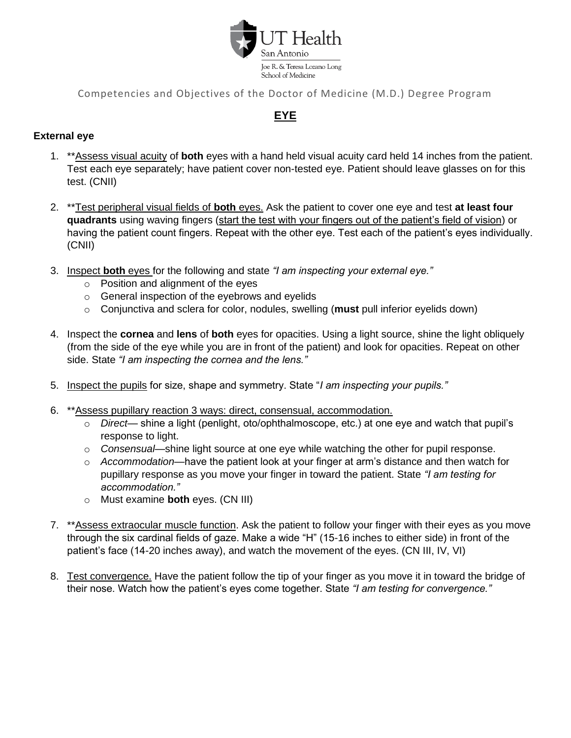Competencies and Objectives of the Doctor of Medicine (M.D.) Degree Program

# EYE

### External eye

1. **Assess visual acuity of **both** eyes with a hand held visual acuity card held 14 inches from the patient. Test each eye separately; have patient cover non-tested eye. Patient should leave glasses on for this test. (CNII)

2. **Test peripheral visual fields of **both** eyes. Ask the patient to cover one eye and test **at least four quadrants** using waving fingers (start the test with your fingers out of the patient's field of vision) or having the patient count fingers. Repeat with the other eye. Test each of the patient's eyes individually. (CNII)

3. Inspect **both** eyes for the following and state *"I am inspecting your external eye."*
   - Position and alignment of the eyes
   - General inspection of the eyebrows and eyelids
   - Conjunctiva and sclera for color, nodules, swelling (**must** pull inferior eyelids down)

4. Inspect the **cornea** and **lens** of **both** eyes for opacities. Using a light source, shine the light obliquely (from the side of the eye while you are in front of the patient) and look for opacities. Repeat on other side. State *"I am inspecting the cornea and the lens."*

5. Inspect the pupils for size, shape and symmetry. State "*I am inspecting your pupils."*

6. **Assess pupillary reaction 3 ways: direct, consensual, accommodation.
   - *Direct*— shine a light (penlight, oto/ophthalmoscope, etc.) at one eye and watch that pupil's response to light.
   - *Consensual*—shine light source at one eye while watching the other for pupil response.
   - *Accommodation*—have the patient look at your finger at arm's distance and then watch for pupillary response as you move your finger in toward the patient. State *"I am testing for accommodation."*
   - Must examine **both** eyes. (CN III)

7. **Assess extraocular muscle function. Ask the patient to follow your finger with their eyes as you move through the six cardinal fields of gaze. Make a wide "H" (15-16 inches to either side) in front of the patient's face (14-20 inches away), and watch the movement of the eyes. (CN III, IV, VI)

8. Test convergence. Have the patient follow the tip of your finger as you move it in toward the bridge of their nose. Watch how the patient's eyes come together. State *"I am testing for convergence."*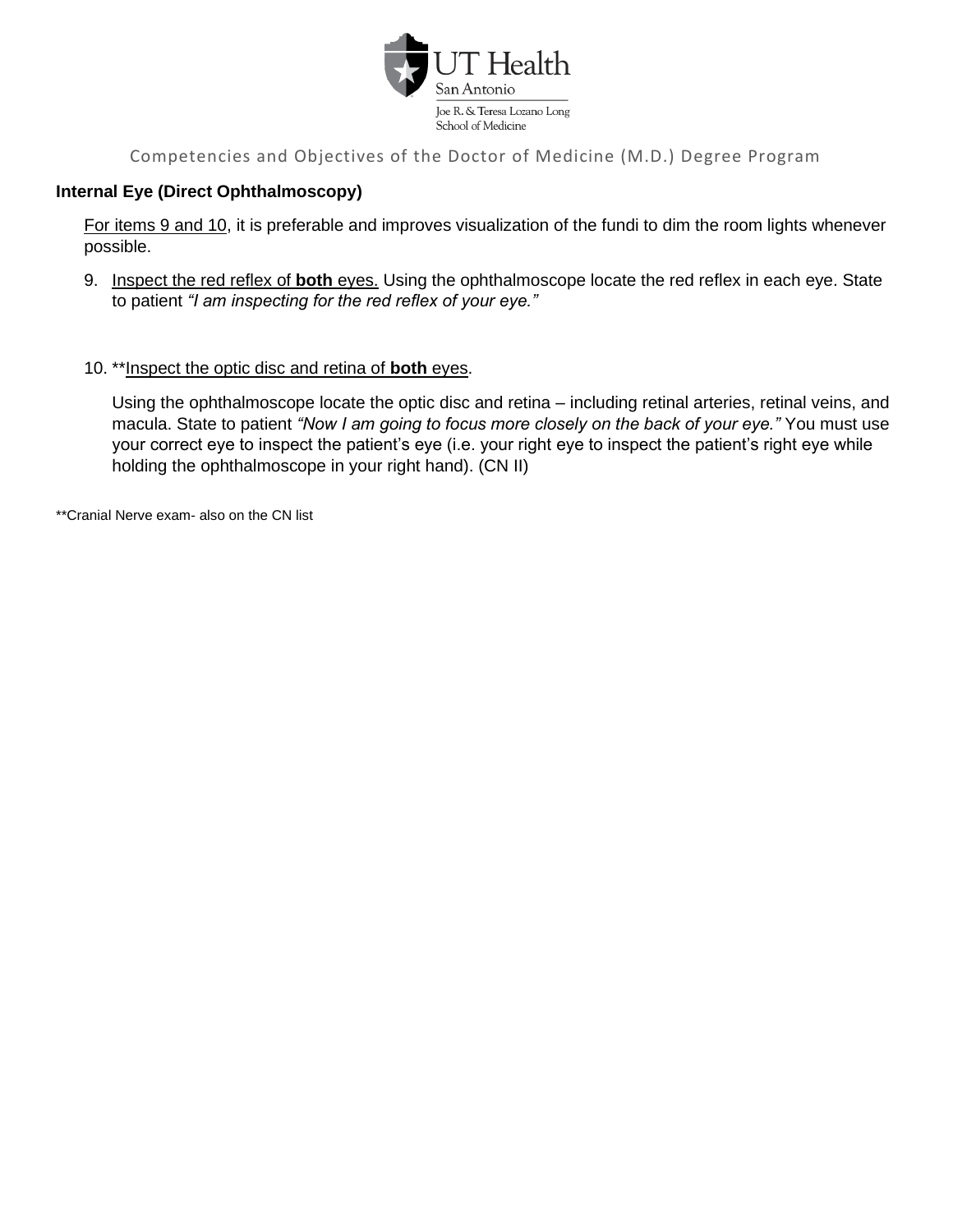**Internal Eye (Direct Ophthalmoscopy)**

For items 9 and 10, it is preferable and improves visualization of the fundi to dim the room lights whenever possible.

9. Inspect the red reflex of **both** eyes. Using the ophthalmoscope locate the red reflex in each eye. State to patient *"I am inspecting for the red reflex of your eye."*

10. **Inspect the optic disc and retina of **both** eyes.

    Using the ophthalmoscope locate the optic disc and retina – including retinal arteries, retinal veins, and macula. State to patient *"Now I am going to focus more closely on the back of your eye."* You must use your correct eye to inspect the patient's eye (i.e. your right eye to inspect the patient's right eye while holding the ophthalmoscope in your right hand). (CN II)

**Cranial Nerve exam- also on the CN list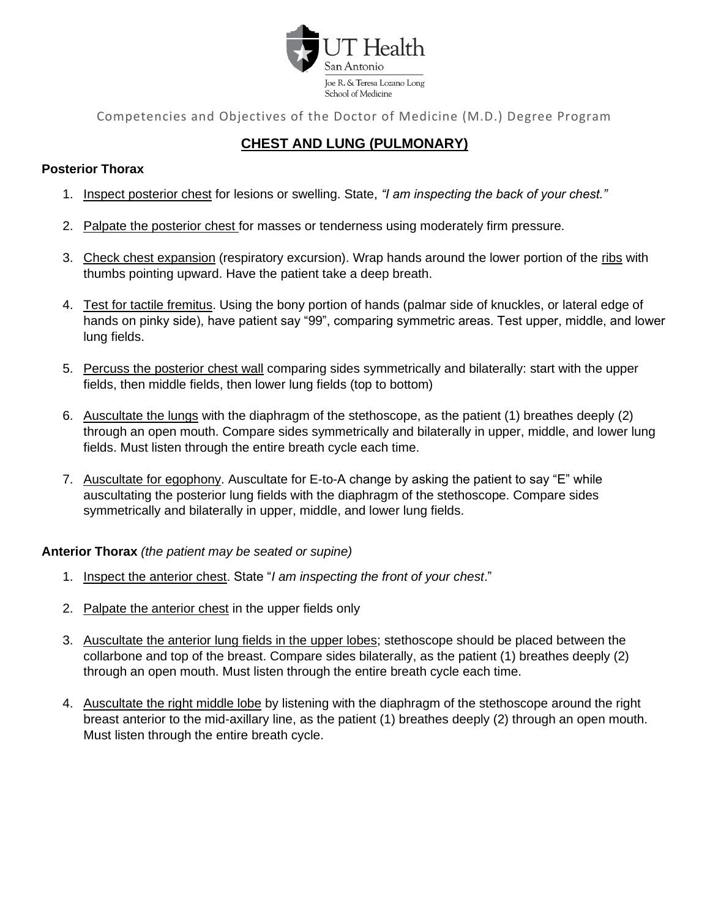Competencies and Objectives of the Doctor of Medicine (M.D.) Degree Program

## CHEST AND LUNG (PULMONARY)

**Posterior Thorax**

1. Inspect posterior chest for lesions or swelling. State, *"I am inspecting the back of your chest."*
2. Palpate the posterior chest for masses or tenderness using moderately firm pressure.
3. Check chest expansion (respiratory excursion). Wrap hands around the lower portion of the ribs with thumbs pointing upward. Have the patient take a deep breath.
4. Test for tactile fremitus. Using the bony portion of hands (palmar side of knuckles, or lateral edge of hands on pinky side), have patient say "99", comparing symmetric areas. Test upper, middle, and lower lung fields.
5. Percuss the posterior chest wall comparing sides symmetrically and bilaterally: start with the upper fields, then middle fields, then lower lung fields (top to bottom)
6. Auscultate the lungs with the diaphragm of the stethoscope, as the patient (1) breathes deeply (2) through an open mouth. Compare sides symmetrically and bilaterally in upper, middle, and lower lung fields. Must listen through the entire breath cycle each time.
7. Auscultate for egophony. Auscultate for E-to-A change by asking the patient to say "E" while auscultating the posterior lung fields with the diaphragm of the stethoscope. Compare sides symmetrically and bilaterally in upper, middle, and lower lung fields.

**Anterior Thorax** *(the patient may be seated or supine)*

1. Inspect the anterior chest. State "*I am inspecting the front of your chest*."
2. Palpate the anterior chest in the upper fields only
3. Auscultate the anterior lung fields in the upper lobes; stethoscope should be placed between the collarbone and top of the breast. Compare sides bilaterally, as the patient (1) breathes deeply (2) through an open mouth. Must listen through the entire breath cycle each time.
4. Auscultate the right middle lobe by listening with the diaphragm of the stethoscope around the right breast anterior to the mid-axillary line, as the patient (1) breathes deeply (2) through an open mouth. Must listen through the entire breath cycle.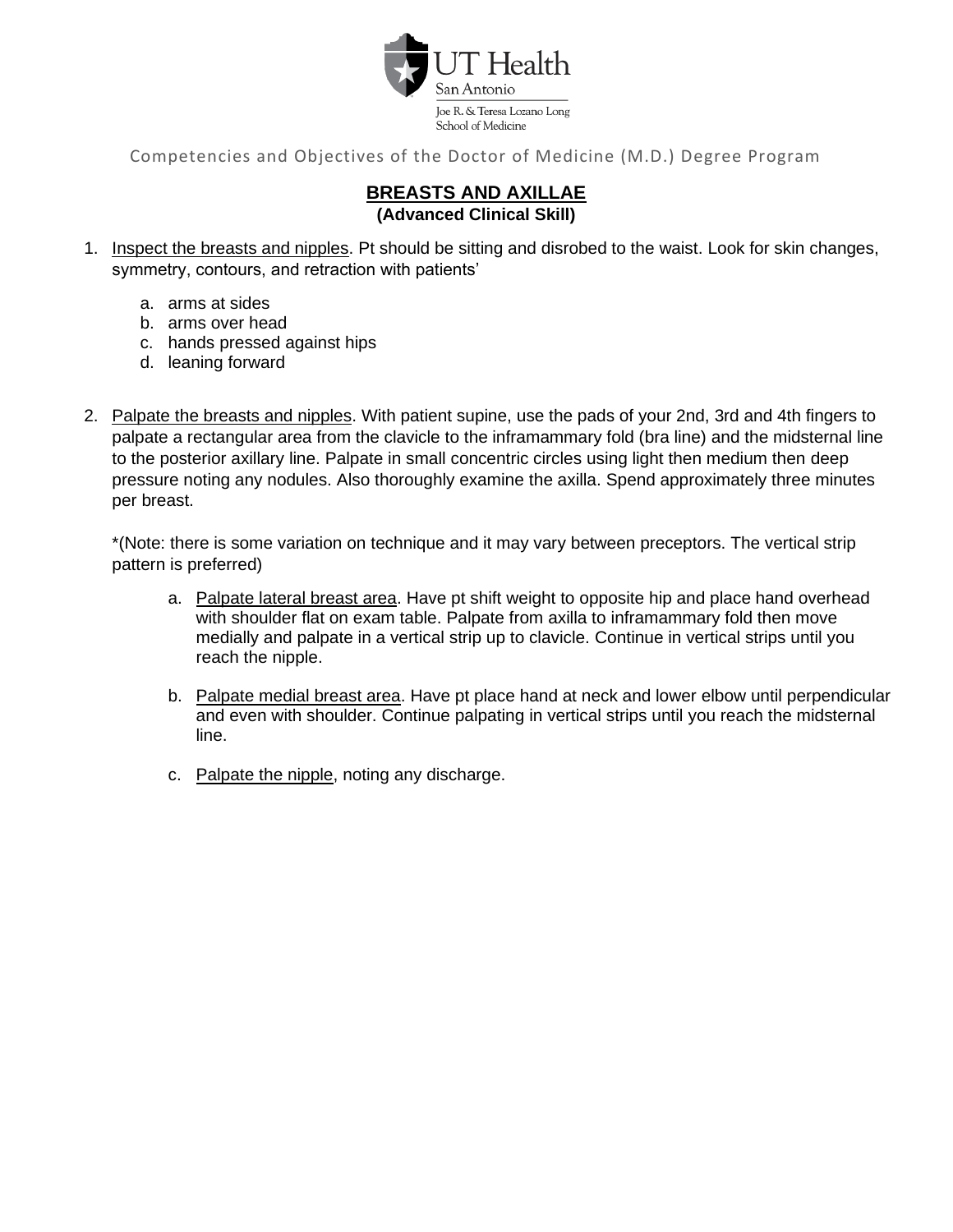Competencies and Objectives of the Doctor of Medicine (M.D.) Degree Program

## BREASTS AND AXILLAE

**(Advanced Clinical Skill)**

1. Inspect the breasts and nipples. Pt should be sitting and disrobed to the waist. Look for skin changes, symmetry, contours, and retraction with patients'
   a. arms at sides
   b. arms over head
   c. hands pressed against hips
   d. leaning forward

2. Palpate the breasts and nipples. With patient supine, use the pads of your 2nd, 3rd and 4th fingers to palpate a rectangular area from the clavicle to the inframammary fold (bra line) and the midsternal line to the posterior axillary line. Palpate in small concentric circles using light then medium then deep pressure noting any nodules. Also thoroughly examine the axilla. Spend approximately three minutes per breast.

   *(Note: there is some variation on technique and it may vary between preceptors. The vertical strip pattern is preferred)

   a. Palpate lateral breast area. Have pt shift weight to opposite hip and place hand overhead with shoulder flat on exam table. Palpate from axilla to inframammary fold then move medially and palpate in a vertical strip up to clavicle. Continue in vertical strips until you reach the nipple.

   b. Palpate medial breast area. Have pt place hand at neck and lower elbow until perpendicular and even with shoulder. Continue palpating in vertical strips until you reach the midsternal line.

   c. Palpate the nipple, noting any discharge.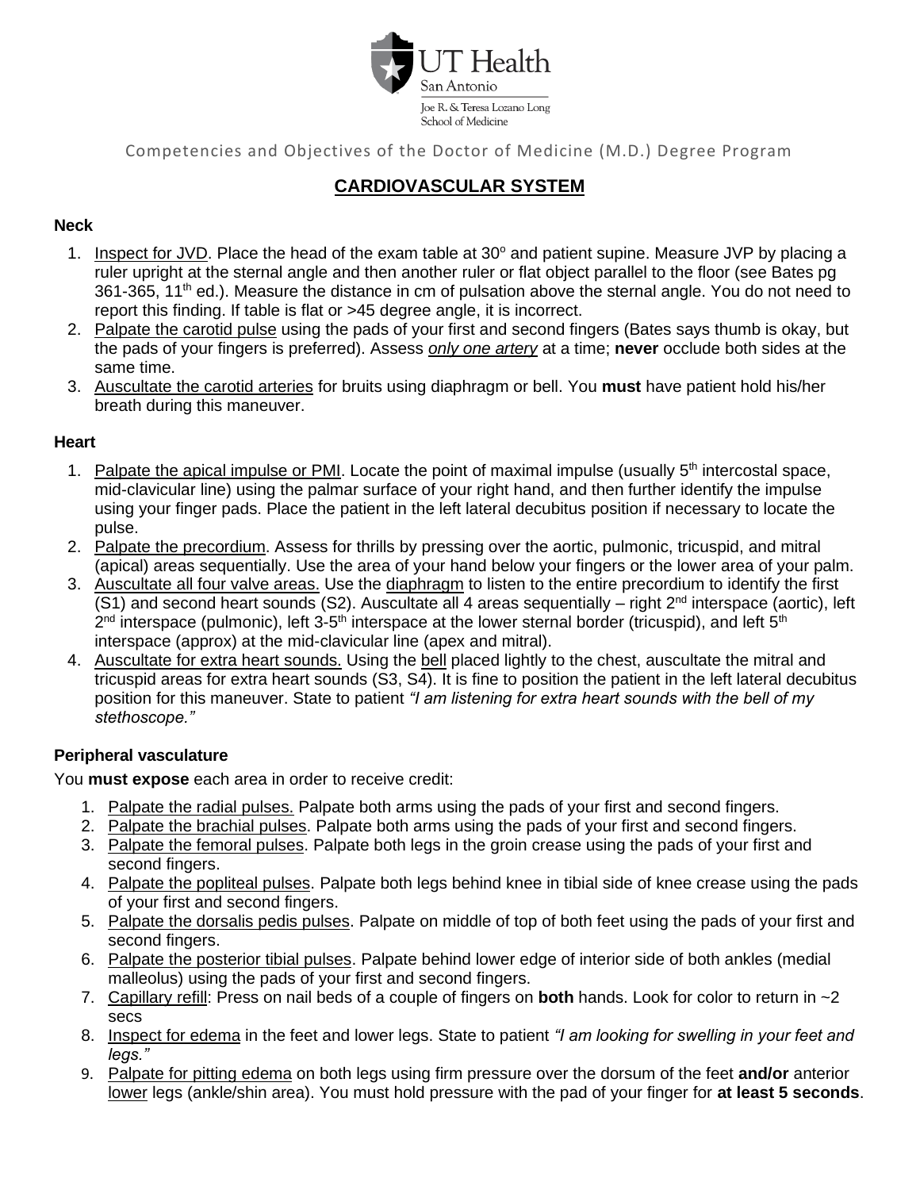Competencies and Objectives of the Doctor of Medicine (M.D.) Degree Program

# CARDIOVASCULAR SYSTEM

**Neck**

1. Inspect for JVD. Place the head of the exam table at 30° and patient supine. Measure JVP by placing a ruler upright at the sternal angle and then another ruler or flat object parallel to the floor (see Bates pg 361-365, 11th ed.). Measure the distance in cm of pulsation above the sternal angle. You do not need to report this finding. If table is flat or >45 degree angle, it is incorrect.
2. Palpate the carotid pulse using the pads of your first and second fingers (Bates says thumb is okay, but the pads of your fingers is preferred). Assess *only one artery* at a time; **never** occlude both sides at the same time.
3. Auscultate the carotid arteries for bruits using diaphragm or bell. You **must** have patient hold his/her breath during this maneuver.

**Heart**

1. Palpate the apical impulse or PMI. Locate the point of maximal impulse (usually 5th intercostal space, mid-clavicular line) using the palmar surface of your right hand, and then further identify the impulse using your finger pads. Place the patient in the left lateral decubitus position if necessary to locate the pulse.
2. Palpate the precordium. Assess for thrills by pressing over the aortic, pulmonic, tricuspid, and mitral (apical) areas sequentially. Use the area of your hand below your fingers or the lower area of your palm.
3. Auscultate all four valve areas. Use the diaphragm to listen to the entire precordium to identify the first (S1) and second heart sounds (S2). Auscultate all 4 areas sequentially – right 2nd interspace (aortic), left 2nd interspace (pulmonic), left 3-5th interspace at the lower sternal border (tricuspid), and left 5th interspace (approx) at the mid-clavicular line (apex and mitral).
4. Auscultate for extra heart sounds. Using the bell placed lightly to the chest, auscultate the mitral and tricuspid areas for extra heart sounds (S3, S4). It is fine to position the patient in the left lateral decubitus position for this maneuver. State to patient *"I am listening for extra heart sounds with the bell of my stethoscope."*

**Peripheral vasculature**

You **must expose** each area in order to receive credit:

1. Palpate the radial pulses. Palpate both arms using the pads of your first and second fingers.
2. Palpate the brachial pulses. Palpate both arms using the pads of your first and second fingers.
3. Palpate the femoral pulses. Palpate both legs in the groin crease using the pads of your first and second fingers.
4. Palpate the popliteal pulses. Palpate both legs behind knee in tibial side of knee crease using the pads of your first and second fingers.
5. Palpate the dorsalis pedis pulses. Palpate on middle of top of both feet using the pads of your first and second fingers.
6. Palpate the posterior tibial pulses. Palpate behind lower edge of interior side of both ankles (medial malleolus) using the pads of your first and second fingers.
7. Capillary refill: Press on nail beds of a couple of fingers on **both** hands. Look for color to return in ~2 secs
8. Inspect for edema in the feet and lower legs. State to patient *"I am looking for swelling in your feet and legs."*
9. Palpate for pitting edema on both legs using firm pressure over the dorsum of the feet **and/or** anterior lower legs (ankle/shin area). You must hold pressure with the pad of your finger for **at least 5 seconds**.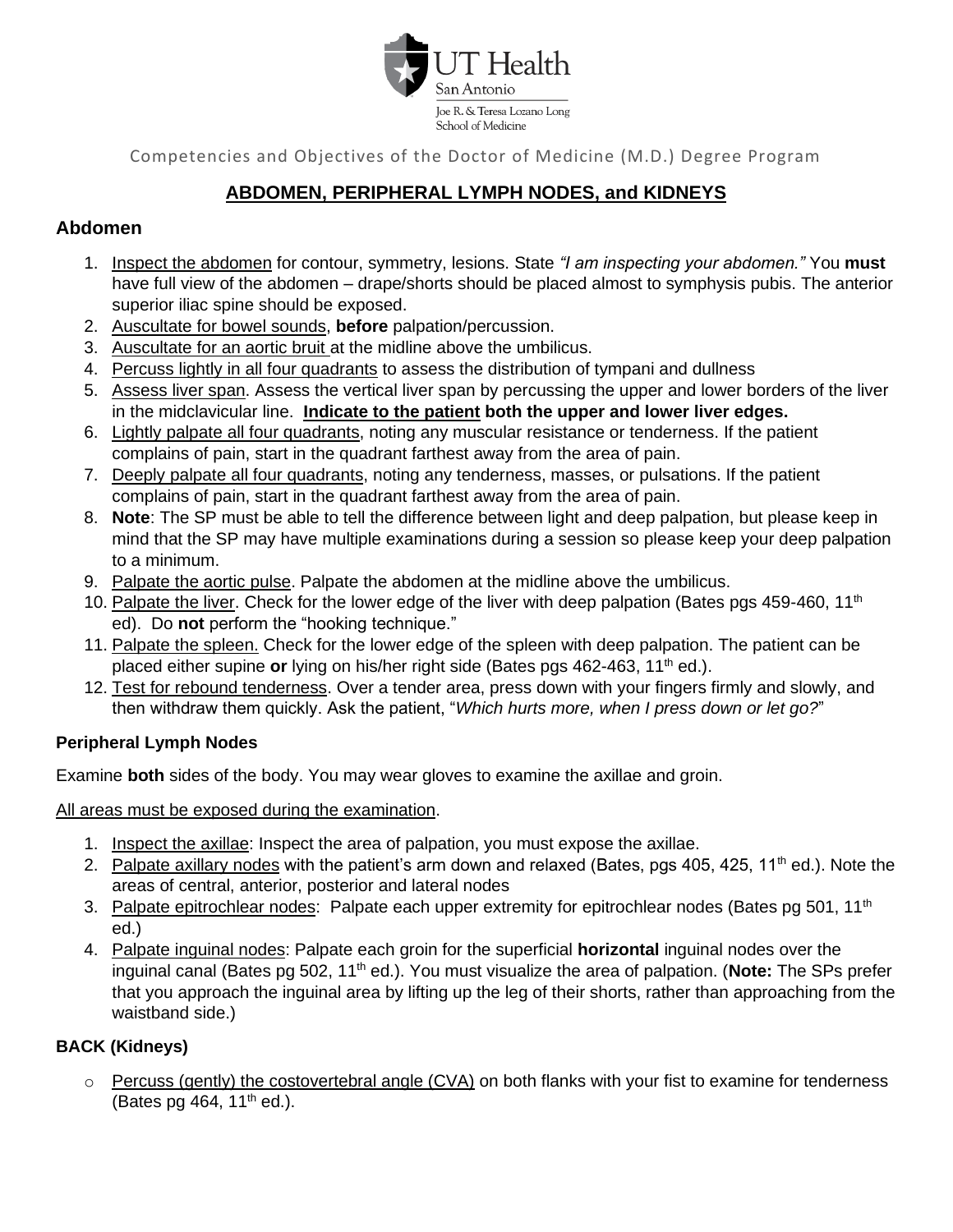Competencies and Objectives of the Doctor of Medicine (M.D.) Degree Program

## ABDOMEN, PERIPHERAL LYMPH NODES, and KIDNEYS

### Abdomen

1. Inspect the abdomen for contour, symmetry, lesions. State *"I am inspecting your abdomen."* You **must** have full view of the abdomen – drape/shorts should be placed almost to symphysis pubis. The anterior superior iliac spine should be exposed.
2. Auscultate for bowel sounds, **before** palpation/percussion.
3. Auscultate for an aortic bruit at the midline above the umbilicus.
4. Percuss lightly in all four quadrants to assess the distribution of tympani and dullness
5. Assess liver span. Assess the vertical liver span by percussing the upper and lower borders of the liver in the midclavicular line. **Indicate to the patient both the upper and lower liver edges.**
6. Lightly palpate all four quadrants, noting any muscular resistance or tenderness. If the patient complains of pain, start in the quadrant farthest away from the area of pain.
7. Deeply palpate all four quadrants, noting any tenderness, masses, or pulsations. If the patient complains of pain, start in the quadrant farthest away from the area of pain.
8. **Note**: The SP must be able to tell the difference between light and deep palpation, but please keep in mind that the SP may have multiple examinations during a session so please keep your deep palpation to a minimum.
9. Palpate the aortic pulse. Palpate the abdomen at the midline above the umbilicus.
10. Palpate the liver. Check for the lower edge of the liver with deep palpation (Bates pgs 459-460, 11th ed). Do **not** perform the "hooking technique."
11. Palpate the spleen. Check for the lower edge of the spleen with deep palpation. The patient can be placed either supine **or** lying on his/her right side (Bates pgs 462-463, 11th ed.).
12. Test for rebound tenderness. Over a tender area, press down with your fingers firmly and slowly, and then withdraw them quickly. Ask the patient, "*Which hurts more, when I press down or let go?*"

#### Peripheral Lymph Nodes

Examine **both** sides of the body. You may wear gloves to examine the axillae and groin.

All areas must be exposed during the examination.

1. Inspect the axillae: Inspect the area of palpation, you must expose the axillae.
2. Palpate axillary nodes with the patient's arm down and relaxed (Bates, pgs 405, 425, 11th ed.). Note the areas of central, anterior, posterior and lateral nodes
3. Palpate epitrochlear nodes: Palpate each upper extremity for epitrochlear nodes (Bates pg 501, 11th ed.)
4. Palpate inguinal nodes: Palpate each groin for the superficial **horizontal** inguinal nodes over the inguinal canal (Bates pg 502, 11th ed.). You must visualize the area of palpation. (**Note:** The SPs prefer that you approach the inguinal area by lifting up the leg of their shorts, rather than approaching from the waistband side.)

#### BACK (Kidneys)

- Percuss (gently) the costovertebral angle (CVA) on both flanks with your fist to examine for tenderness (Bates pg 464, 11th ed.).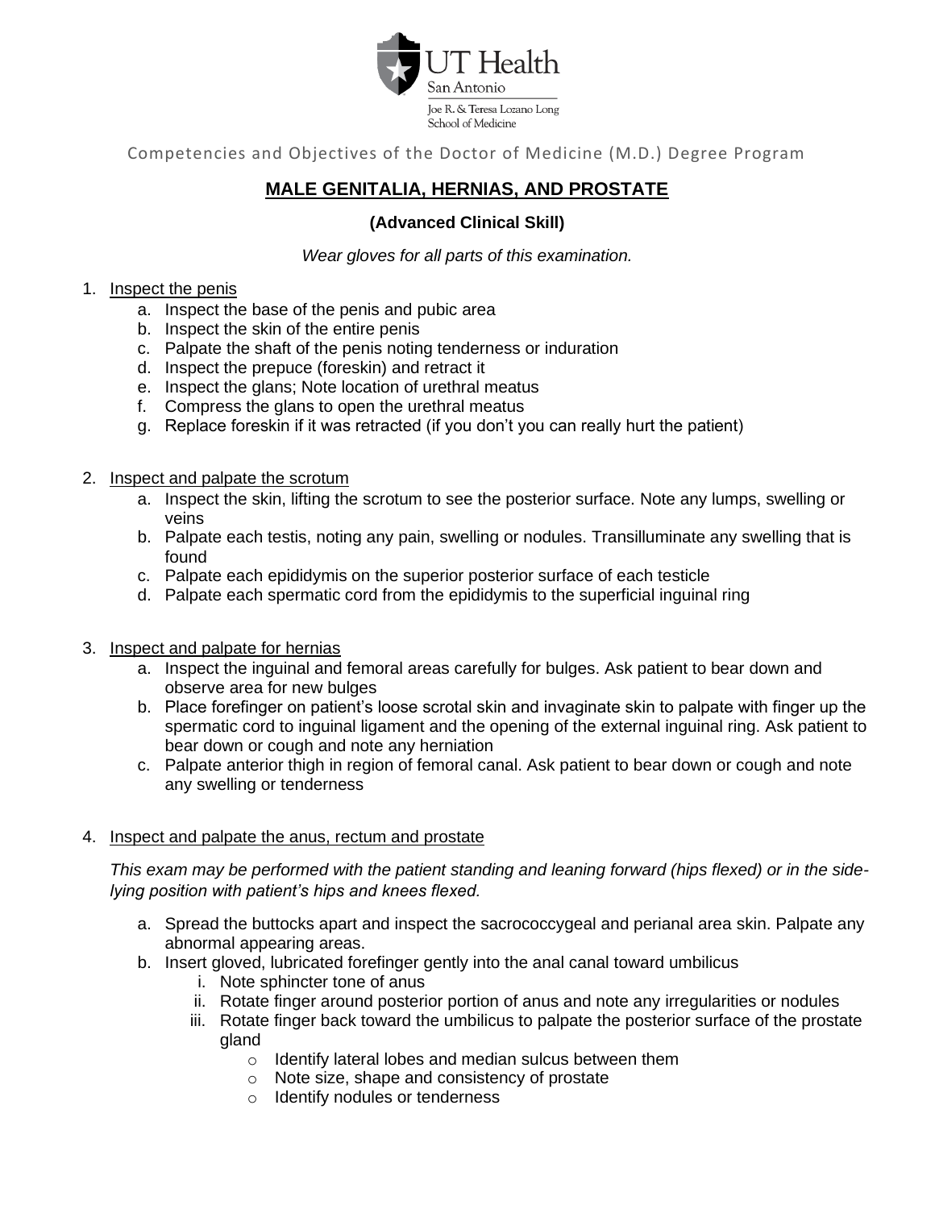Competencies and Objectives of the Doctor of Medicine (M.D.) Degree Program

## MALE GENITALIA, HERNIAS, AND PROSTATE

### (Advanced Clinical Skill)

*Wear gloves for all parts of this examination.*

1. Inspect the penis
    a. Inspect the base of the penis and pubic area
    b. Inspect the skin of the entire penis
    c. Palpate the shaft of the penis noting tenderness or induration
    d. Inspect the prepuce (foreskin) and retract it
    e. Inspect the glans; Note location of urethral meatus
    f. Compress the glans to open the urethral meatus
    g. Replace foreskin if it was retracted (if you don't you can really hurt the patient)

2. Inspect and palpate the scrotum
    a. Inspect the skin, lifting the scrotum to see the posterior surface. Note any lumps, swelling or veins
    b. Palpate each testis, noting any pain, swelling or nodules. Transilluminate any swelling that is found
    c. Palpate each epididymis on the superior posterior surface of each testicle
    d. Palpate each spermatic cord from the epididymis to the superficial inguinal ring

3. Inspect and palpate for hernias
    a. Inspect the inguinal and femoral areas carefully for bulges. Ask patient to bear down and observe area for new bulges
    b. Place forefinger on patient's loose scrotal skin and invaginate skin to palpate with finger up the spermatic cord to inguinal ligament and the opening of the external inguinal ring. Ask patient to bear down or cough and note any herniation
    c. Palpate anterior thigh in region of femoral canal. Ask patient to bear down or cough and note any swelling or tenderness

4. Inspect and palpate the anus, rectum and prostate

    *This exam may be performed with the patient standing and leaning forward (hips flexed) or in the side-lying position with patient's hips and knees flexed.*

    a. Spread the buttocks apart and inspect the sacrococcygeal and perianal area skin. Palpate any abnormal appearing areas.
    b. Insert gloved, lubricated forefinger gently into the anal canal toward umbilicus
        i. Note sphincter tone of anus
        ii. Rotate finger around posterior portion of anus and note any irregularities or nodules
        iii. Rotate finger back toward the umbilicus to palpate the posterior surface of the prostate gland
            - Identify lateral lobes and median sulcus between them
            - Note size, shape and consistency of prostate
            - Identify nodules or tenderness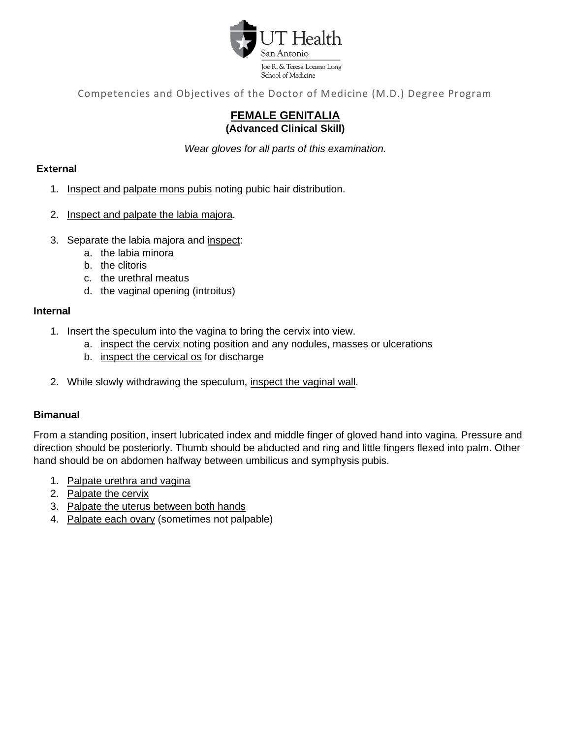Competencies and Objectives of the Doctor of Medicine (M.D.) Degree Program

# FEMALE GENITALIA
**(Advanced Clinical Skill)**

*Wear gloves for all parts of this examination.*

**External**

1. Inspect and palpate mons pubis noting pubic hair distribution.

2. Inspect and palpate the labia majora.

3. Separate the labia majora and inspect:
   a. the labia minora
   b. the clitoris
   c. the urethral meatus
   d. the vaginal opening (introitus)

**Internal**

1. Insert the speculum into the vagina to bring the cervix into view.
   a. inspect the cervix noting position and any nodules, masses or ulcerations
   b. inspect the cervical os for discharge

2. While slowly withdrawing the speculum, inspect the vaginal wall.

**Bimanual**

From a standing position, insert lubricated index and middle finger of gloved hand into vagina. Pressure and direction should be posteriorly. Thumb should be abducted and ring and little fingers flexed into palm. Other hand should be on abdomen halfway between umbilicus and symphysis pubis.

1. Palpate urethra and vagina
2. Palpate the cervix
3. Palpate the uterus between both hands
4. Palpate each ovary (sometimes not palpable)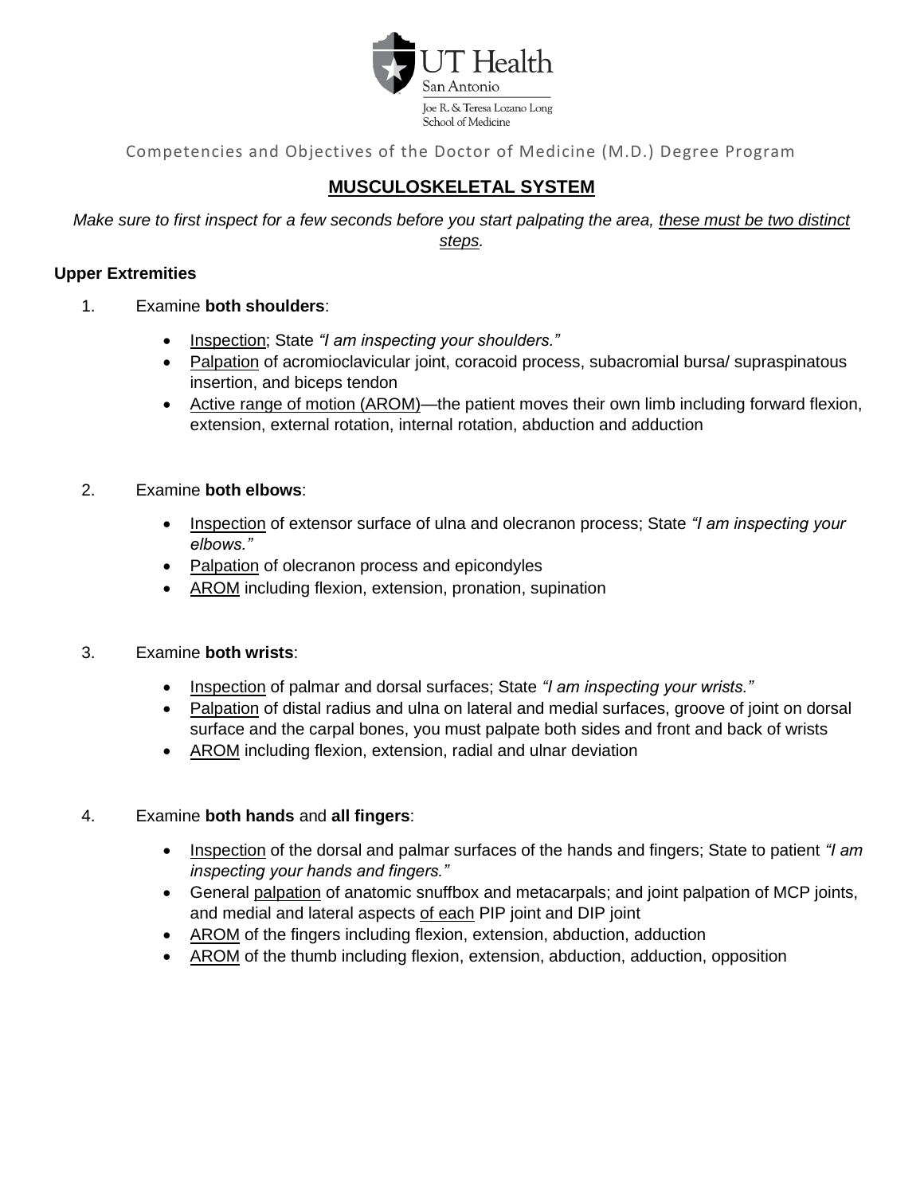Competencies and Objectives of the Doctor of Medicine (M.D.) Degree Program

## MUSCULOSKELETAL SYSTEM

*Make sure to first inspect for a few seconds before you start palpating the area, these must be two distinct steps.*

**Upper Extremities**

1. Examine **both shoulders**:
   - Inspection; State *"I am inspecting your shoulders."*
   - Palpation of acromioclavicular joint, coracoid process, subacromial bursa/ supraspinatous insertion, and biceps tendon
   - Active range of motion (AROM)—the patient moves their own limb including forward flexion, extension, external rotation, internal rotation, abduction and adduction

2. Examine **both elbows**:
   - Inspection of extensor surface of ulna and olecranon process; State *"I am inspecting your elbows."*
   - Palpation of olecranon process and epicondyles
   - AROM including flexion, extension, pronation, supination

3. Examine **both wrists**:
   - Inspection of palmar and dorsal surfaces; State *"I am inspecting your wrists."*
   - Palpation of distal radius and ulna on lateral and medial surfaces, groove of joint on dorsal surface and the carpal bones, you must palpate both sides and front and back of wrists
   - AROM including flexion, extension, radial and ulnar deviation

4. Examine **both hands** and **all fingers**:
   - Inspection of the dorsal and palmar surfaces of the hands and fingers; State to patient *"I am inspecting your hands and fingers."*
   - General palpation of anatomic snuffbox and metacarpals; and joint palpation of MCP joints, and medial and lateral aspects of each PIP joint and DIP joint
   - AROM of the fingers including flexion, extension, abduction, adduction
   - AROM of the thumb including flexion, extension, abduction, adduction, opposition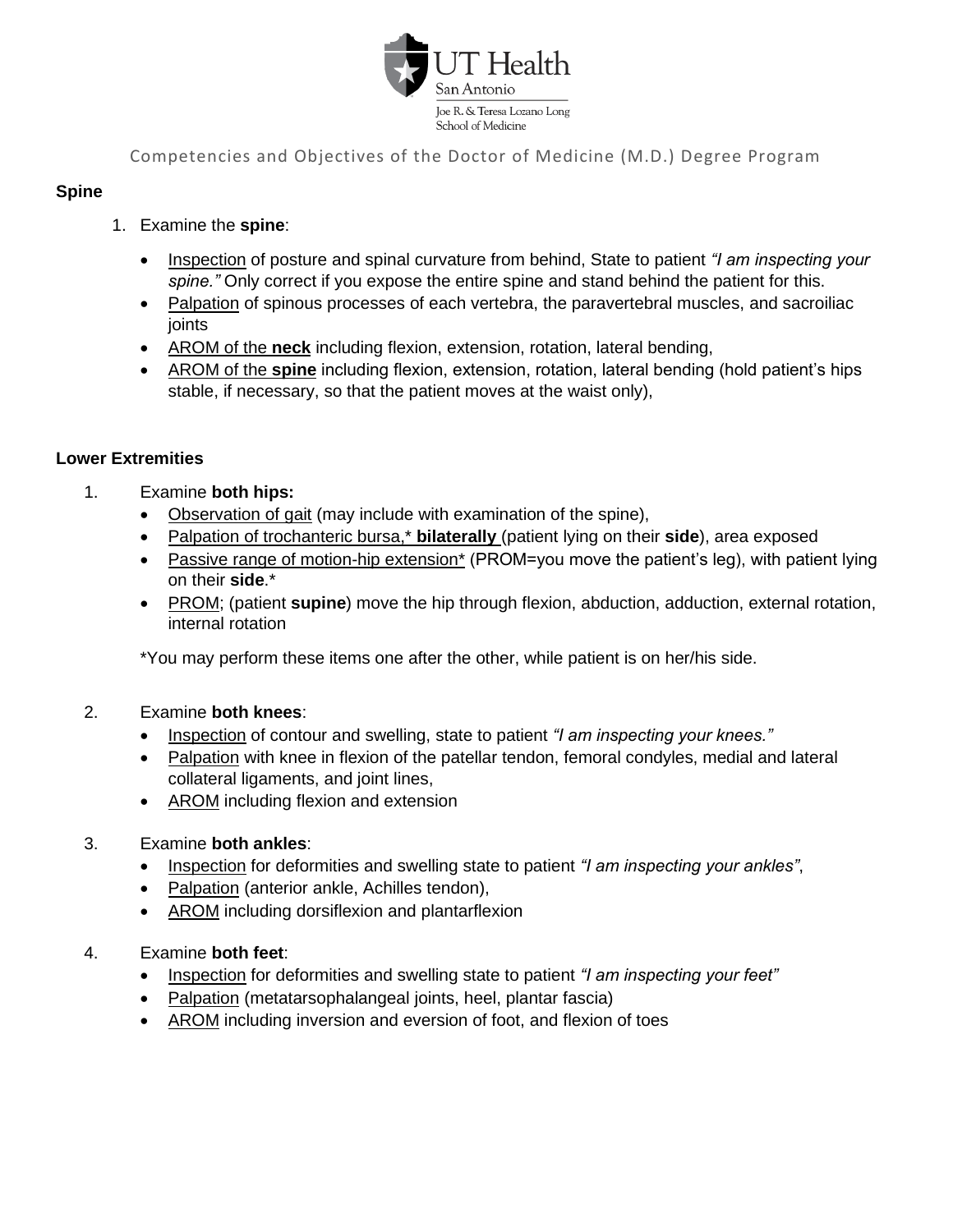**Spine**

1. Examine the **spine**:
   - Inspection of posture and spinal curvature from behind, State to patient *"I am inspecting your spine."* Only correct if you expose the entire spine and stand behind the patient for this.
   - Palpation of spinous processes of each vertebra, the paravertebral muscles, and sacroiliac joints
   - AROM of the **neck** including flexion, extension, rotation, lateral bending,
   - AROM of the **spine** including flexion, extension, rotation, lateral bending (hold patient's hips stable, if necessary, so that the patient moves at the waist only),

**Lower Extremities**

1. Examine **both hips:**
   - Observation of gait (may include with examination of the spine),
   - Palpation of trochanteric bursa,* **bilaterally** (patient lying on their **side**), area exposed
   - Passive range of motion-hip extension* (PROM=you move the patient's leg), with patient lying on their **side**.*
   - PROM; (patient **supine**) move the hip through flexion, abduction, adduction, external rotation, internal rotation

   *You may perform these items one after the other, while patient is on her/his side.

2. Examine **both knees**:
   - Inspection of contour and swelling, state to patient *"I am inspecting your knees."*
   - Palpation with knee in flexion of the patellar tendon, femoral condyles, medial and lateral collateral ligaments, and joint lines,
   - AROM including flexion and extension

3. Examine **both ankles**:
   - Inspection for deformities and swelling state to patient *"I am inspecting your ankles"*,
   - Palpation (anterior ankle, Achilles tendon),
   - AROM including dorsiflexion and plantarflexion

4. Examine **both feet**:
   - Inspection for deformities and swelling state to patient *"I am inspecting your feet"*
   - Palpation (metatarsophalangeal joints, heel, plantar fascia)
   - AROM including inversion and eversion of foot, and flexion of toes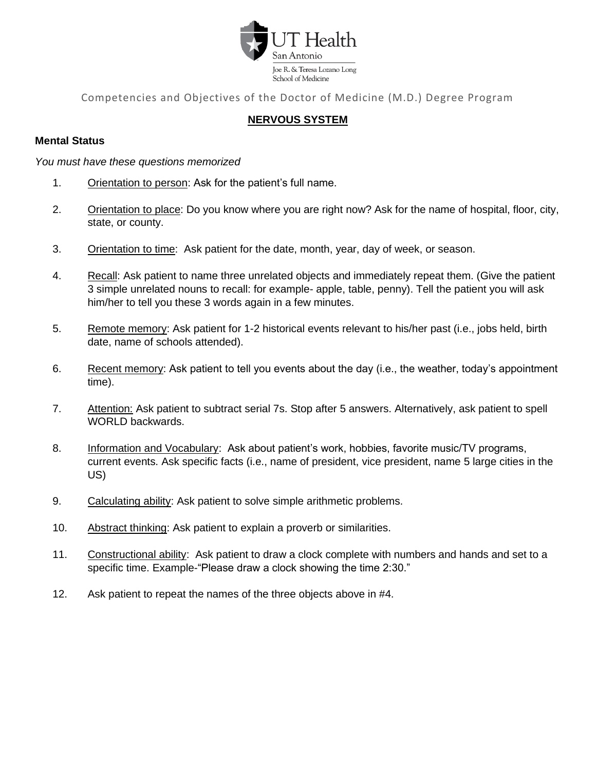Competencies and Objectives of the Doctor of Medicine (M.D.) Degree Program

## NERVOUS SYSTEM

### Mental Status

*You must have these questions memorized*

1. Orientation to person: Ask for the patient's full name.

2. Orientation to place: Do you know where you are right now? Ask for the name of hospital, floor, city, state, or county.

3. Orientation to time: Ask patient for the date, month, year, day of week, or season.

4. Recall: Ask patient to name three unrelated objects and immediately repeat them. (Give the patient 3 simple unrelated nouns to recall: for example- apple, table, penny). Tell the patient you will ask him/her to tell you these 3 words again in a few minutes.

5. Remote memory: Ask patient for 1-2 historical events relevant to his/her past (i.e., jobs held, birth date, name of schools attended).

6. Recent memory: Ask patient to tell you events about the day (i.e., the weather, today's appointment time).

7. Attention: Ask patient to subtract serial 7s. Stop after 5 answers. Alternatively, ask patient to spell WORLD backwards.

8. Information and Vocabulary: Ask about patient's work, hobbies, favorite music/TV programs, current events. Ask specific facts (i.e., name of president, vice president, name 5 large cities in the US)

9. Calculating ability: Ask patient to solve simple arithmetic problems.

10. Abstract thinking: Ask patient to explain a proverb or similarities.

11. Constructional ability: Ask patient to draw a clock complete with numbers and hands and set to a specific time. Example-"Please draw a clock showing the time 2:30."

12. Ask patient to repeat the names of the three objects above in #4.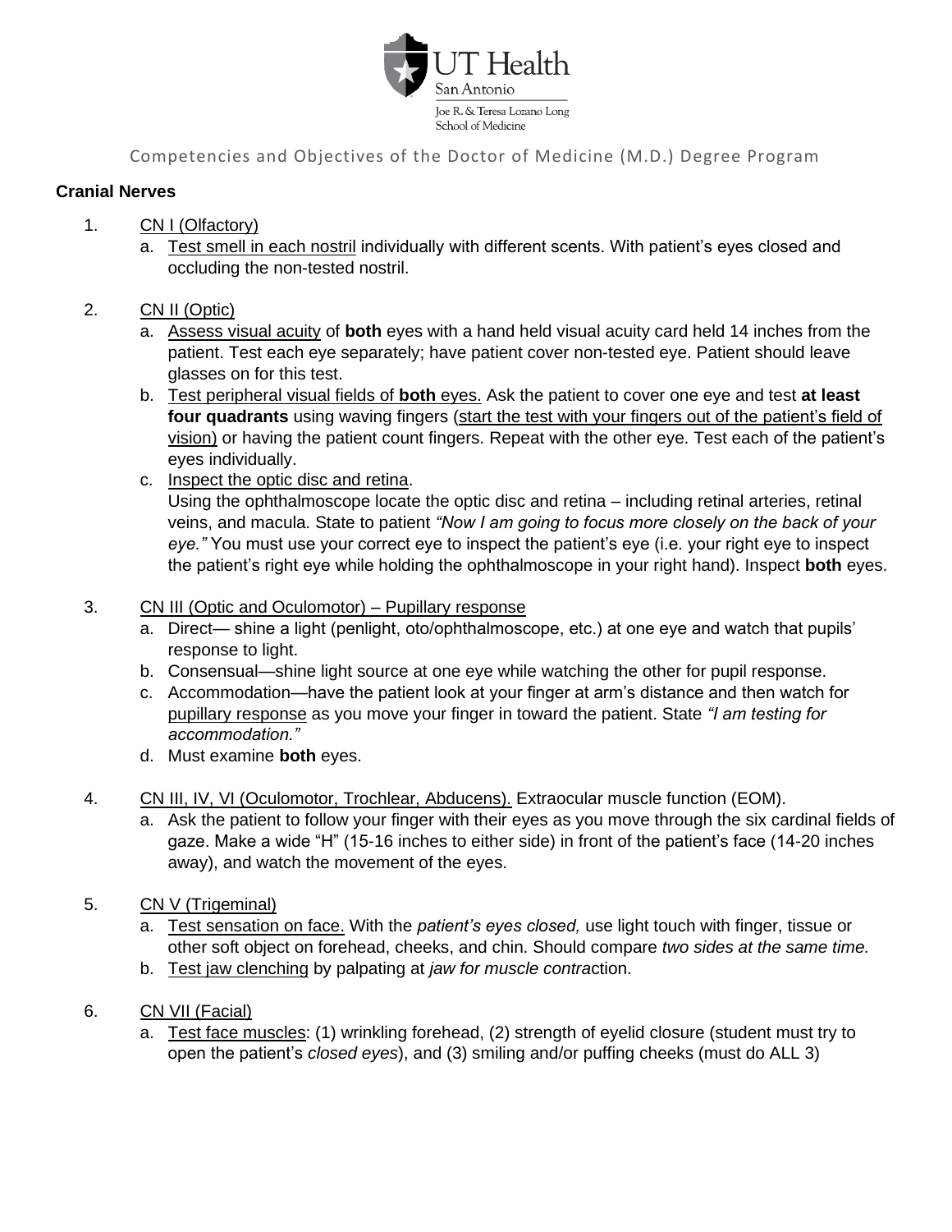Competencies and Objectives of the Doctor of Medicine (M.D.) Degree Program

**Cranial Nerves**

1. CN I (Olfactory)
   a. Test smell in each nostril individually with different scents. With patient's eyes closed and occluding the non-tested nostril.

2. CN II (Optic)
   a. Assess visual acuity of **both** eyes with a hand held visual acuity card held 14 inches from the patient. Test each eye separately; have patient cover non-tested eye. Patient should leave glasses on for this test.
   b. Test peripheral visual fields of **both** eyes. Ask the patient to cover one eye and test **at least four quadrants** using waving fingers (start the test with your fingers out of the patient's field of vision) or having the patient count fingers. Repeat with the other eye. Test each of the patient's eyes individually.
   c. Inspect the optic disc and retina.
   Using the ophthalmoscope locate the optic disc and retina – including retinal arteries, retinal veins, and macula. State to patient *"Now I am going to focus more closely on the back of your eye."* You must use your correct eye to inspect the patient's eye (i.e. your right eye to inspect the patient's right eye while holding the ophthalmoscope in your right hand). Inspect **both** eyes.

3. CN III (Optic and Oculomotor) – Pupillary response
   a. Direct— shine a light (penlight, oto/ophthalmoscope, etc.) at one eye and watch that pupils' response to light.
   b. Consensual—shine light source at one eye while watching the other for pupil response.
   c. Accommodation—have the patient look at your finger at arm's distance and then watch for pupillary response as you move your finger in toward the patient. State *"I am testing for accommodation."*
   d. Must examine **both** eyes.

4. CN III, IV, VI (Oculomotor, Trochlear, Abducens). Extraocular muscle function (EOM).
   a. Ask the patient to follow your finger with their eyes as you move through the six cardinal fields of gaze. Make a wide "H" (15-16 inches to either side) in front of the patient's face (14-20 inches away), and watch the movement of the eyes.

5. CN V (Trigeminal)
   a. Test sensation on face. With the *patient's eyes closed,* use light touch with finger, tissue or other soft object on forehead, cheeks, and chin. Should compare *two sides at the same time.*
   b. Test jaw clenching by palpating at *jaw for muscle contra*ction.

6. CN VII (Facial)
   a. Test face muscles: (1) wrinkling forehead, (2) strength of eyelid closure (student must try to open the patient's *closed eyes*), and (3) smiling and/or puffing cheeks (must do ALL 3)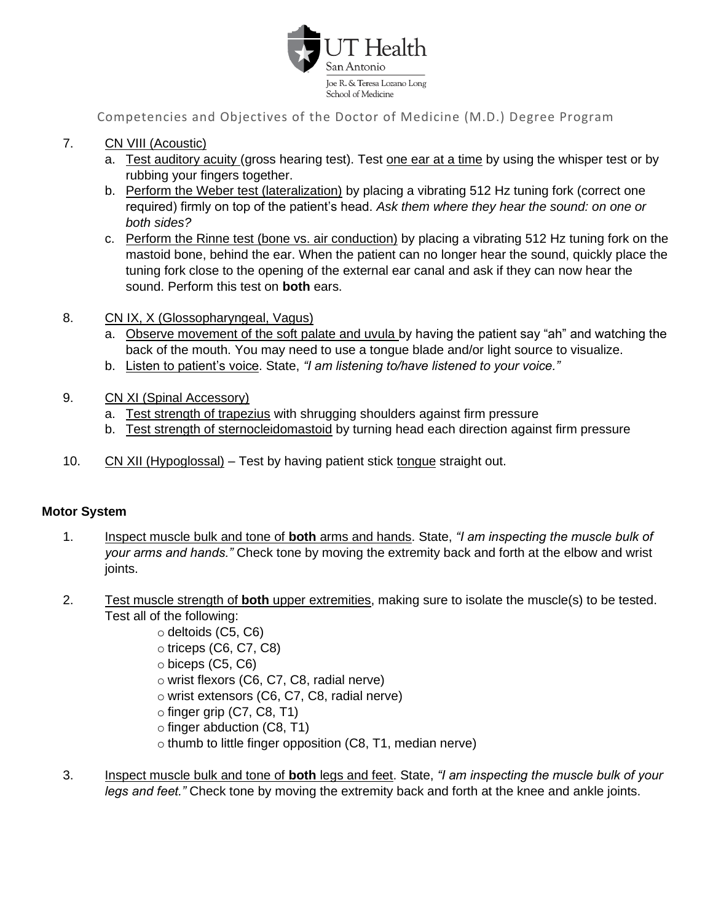7. CN VIII (Acoustic)
   a. Test auditory acuity (gross hearing test). Test one ear at a time by using the whisper test or by rubbing your fingers together.
   b. Perform the Weber test (lateralization) by placing a vibrating 512 Hz tuning fork (correct one required) firmly on top of the patient's head. *Ask them where they hear the sound: on one or both sides?*
   c. Perform the Rinne test (bone vs. air conduction) by placing a vibrating 512 Hz tuning fork on the mastoid bone, behind the ear. When the patient can no longer hear the sound, quickly place the tuning fork close to the opening of the external ear canal and ask if they can now hear the sound. Perform this test on **both** ears.

8. CN IX, X (Glossopharyngeal, Vagus)
   a. Observe movement of the soft palate and uvula by having the patient say "ah" and watching the back of the mouth. You may need to use a tongue blade and/or light source to visualize.
   b. Listen to patient's voice. State, *"I am listening to/have listened to your voice."*

9. CN XI (Spinal Accessory)
   a. Test strength of trapezius with shrugging shoulders against firm pressure
   b. Test strength of sternocleidomastoid by turning head each direction against firm pressure

10. CN XII (Hypoglossal) – Test by having patient stick tongue straight out.

**Motor System**

1. Inspect muscle bulk and tone of **both** arms and hands. State, *"I am inspecting the muscle bulk of your arms and hands."* Check tone by moving the extremity back and forth at the elbow and wrist joints.

2. Test muscle strength of **both** upper extremities, making sure to isolate the muscle(s) to be tested. Test all of the following:
   - deltoids (C5, C6)
   - triceps (C6, C7, C8)
   - biceps (C5, C6)
   - wrist flexors (C6, C7, C8, radial nerve)
   - wrist extensors (C6, C7, C8, radial nerve)
   - finger grip (C7, C8, T1)
   - finger abduction (C8, T1)
   - thumb to little finger opposition (C8, T1, median nerve)

3. Inspect muscle bulk and tone of **both** legs and feet. State, *"I am inspecting the muscle bulk of your legs and feet."* Check tone by moving the extremity back and forth at the knee and ankle joints.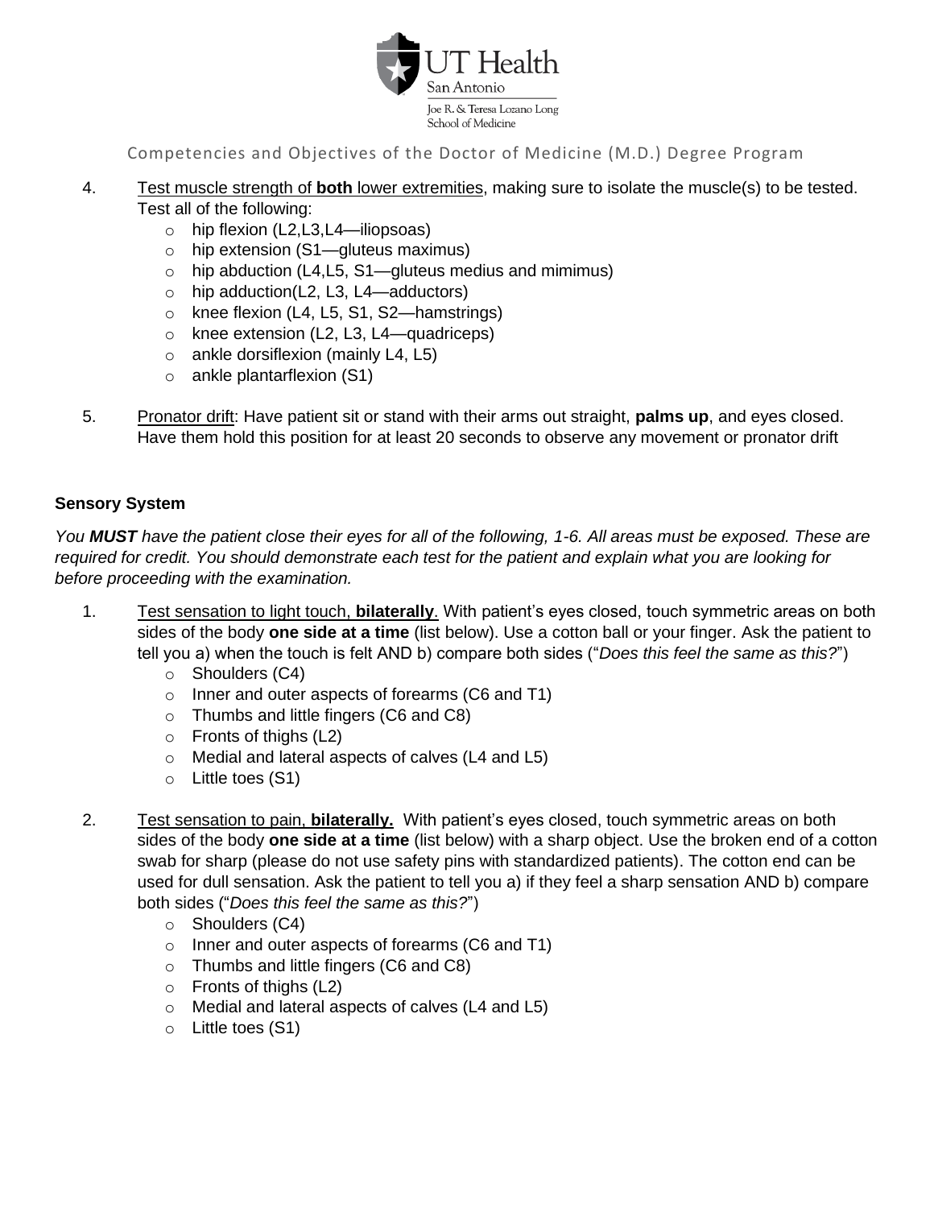4. <u>Test muscle strength of **both** lower extremities</u>, making sure to isolate the muscle(s) to be tested. Test all of the following:
   - hip flexion (L2,L3,L4—iliopsoas)
   - hip extension (S1—gluteus maximus)
   - hip abduction (L4,L5, S1—gluteus medius and mimimus)
   - hip adduction(L2, L3, L4—adductors)
   - knee flexion (L4, L5, S1, S2—hamstrings)
   - knee extension (L2, L3, L4—quadriceps)
   - ankle dorsiflexion (mainly L4, L5)
   - ankle plantarflexion (S1)

5. <u>Pronator drift</u>: Have patient sit or stand with their arms out straight, **palms up**, and eyes closed. Have them hold this position for at least 20 seconds to observe any movement or pronator drift

**Sensory System**

*You **MUST** have the patient close their eyes for all of the following, 1-6. All areas must be exposed. These are required for credit. You should demonstrate each test for the patient and explain what you are looking for before proceeding with the examination.*

1. <u>Test sensation to light touch, **bilaterally**</u>. With patient's eyes closed, touch symmetric areas on both sides of the body **one side at a time** (list below). Use a cotton ball or your finger. Ask the patient to tell you a) when the touch is felt AND b) compare both sides ("*Does this feel the same as this?*")
   - Shoulders (C4)
   - Inner and outer aspects of forearms (C6 and T1)
   - Thumbs and little fingers (C6 and C8)
   - Fronts of thighs (L2)
   - Medial and lateral aspects of calves (L4 and L5)
   - Little toes (S1)

2. <u>Test sensation to pain, **bilaterally.**</u> With patient's eyes closed, touch symmetric areas on both sides of the body **one side at a time** (list below) with a sharp object. Use the broken end of a cotton swab for sharp (please do not use safety pins with standardized patients). The cotton end can be used for dull sensation. Ask the patient to tell you a) if they feel a sharp sensation AND b) compare both sides ("*Does this feel the same as this?*")
   - Shoulders (C4)
   - Inner and outer aspects of forearms (C6 and T1)
   - Thumbs and little fingers (C6 and C8)
   - Fronts of thighs (L2)
   - Medial and lateral aspects of calves (L4 and L5)
   - Little toes (S1)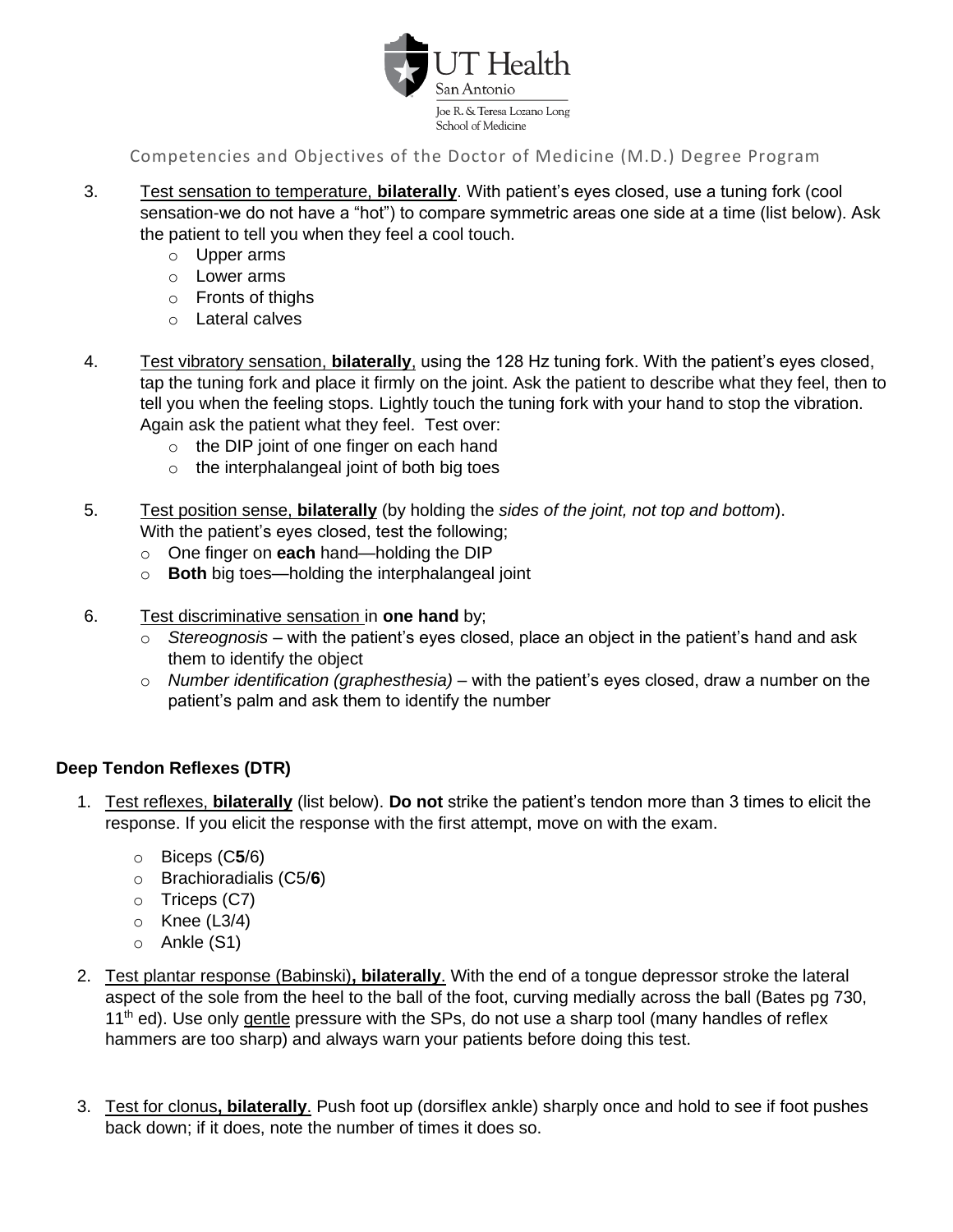3. Test sensation to temperature, **bilaterally**. With patient's eyes closed, use a tuning fork (cool sensation-we do not have a "hot") to compare symmetric areas one side at a time (list below). Ask the patient to tell you when they feel a cool touch.
   - Upper arms
   - Lower arms
   - Fronts of thighs
   - Lateral calves

4. Test vibratory sensation, **bilaterally**, using the 128 Hz tuning fork. With the patient's eyes closed, tap the tuning fork and place it firmly on the joint. Ask the patient to describe what they feel, then to tell you when the feeling stops. Lightly touch the tuning fork with your hand to stop the vibration. Again ask the patient what they feel. Test over:
   - the DIP joint of one finger on each hand
   - the interphalangeal joint of both big toes

5. Test position sense, **bilaterally** (by holding the *sides of the joint, not top and bottom*). With the patient's eyes closed, test the following;
   - One finger on **each** hand—holding the DIP
   - **Both** big toes—holding the interphalangeal joint

6. Test discriminative sensation in **one hand** by;
   - *Stereognosis* – with the patient's eyes closed, place an object in the patient's hand and ask them to identify the object
   - *Number identification (graphesthesia)* – with the patient's eyes closed, draw a number on the patient's palm and ask them to identify the number

**Deep Tendon Reflexes (DTR)**

1. Test reflexes, **bilaterally** (list below). **Do not** strike the patient's tendon more than 3 times to elicit the response. If you elicit the response with the first attempt, move on with the exam.
   - Biceps (C**5**/6)
   - Brachioradialis (C5/**6**)
   - Triceps (C7)
   - Knee (L3/4)
   - Ankle (S1)

2. Test plantar response (Babinski)**, bilaterally**. With the end of a tongue depressor stroke the lateral aspect of the sole from the heel to the ball of the foot, curving medially across the ball (Bates pg 730, 11th ed). Use only gentle pressure with the SPs, do not use a sharp tool (many handles of reflex hammers are too sharp) and always warn your patients before doing this test.

3. Test for clonus**, bilaterally**. Push foot up (dorsiflex ankle) sharply once and hold to see if foot pushes back down; if it does, note the number of times it does so.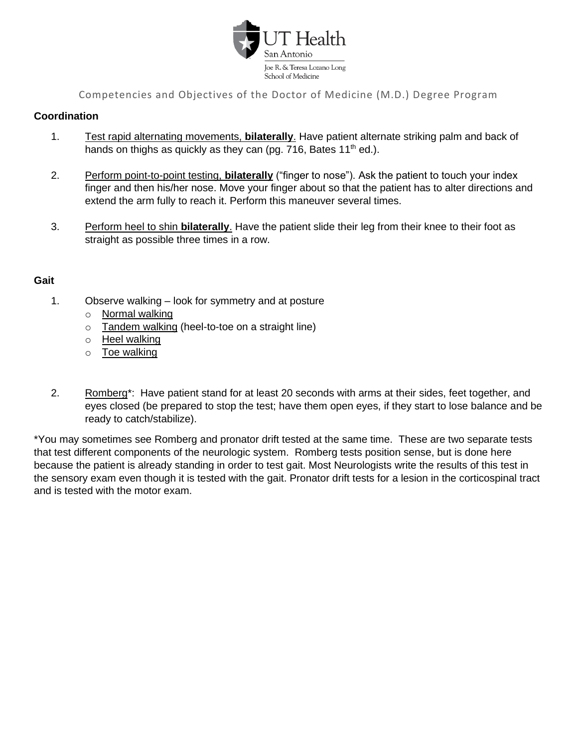**Coordination**

1. Test rapid alternating movements, **bilaterally**. Have patient alternate striking palm and back of hands on thighs as quickly as they can (pg. 716, Bates 11th ed.).

2. Perform point-to-point testing, **bilaterally** ("finger to nose"). Ask the patient to touch your index finger and then his/her nose. Move your finger about so that the patient has to alter directions and extend the arm fully to reach it. Perform this maneuver several times.

3. Perform heel to shin **bilaterally**. Have the patient slide their leg from their knee to their foot as straight as possible three times in a row.

**Gait**

1. Observe walking – look for symmetry and at posture
   - Normal walking
   - Tandem walking (heel-to-toe on a straight line)
   - Heel walking
   - Toe walking

2. Romberg*: Have patient stand for at least 20 seconds with arms at their sides, feet together, and eyes closed (be prepared to stop the test; have them open eyes, if they start to lose balance and be ready to catch/stabilize).

*You may sometimes see Romberg and pronator drift tested at the same time. These are two separate tests that test different components of the neurologic system. Romberg tests position sense, but is done here because the patient is already standing in order to test gait. Most Neurologists write the results of this test in the sensory exam even though it is tested with the gait. Pronator drift tests for a lesion in the corticospinal tract and is tested with the motor exam.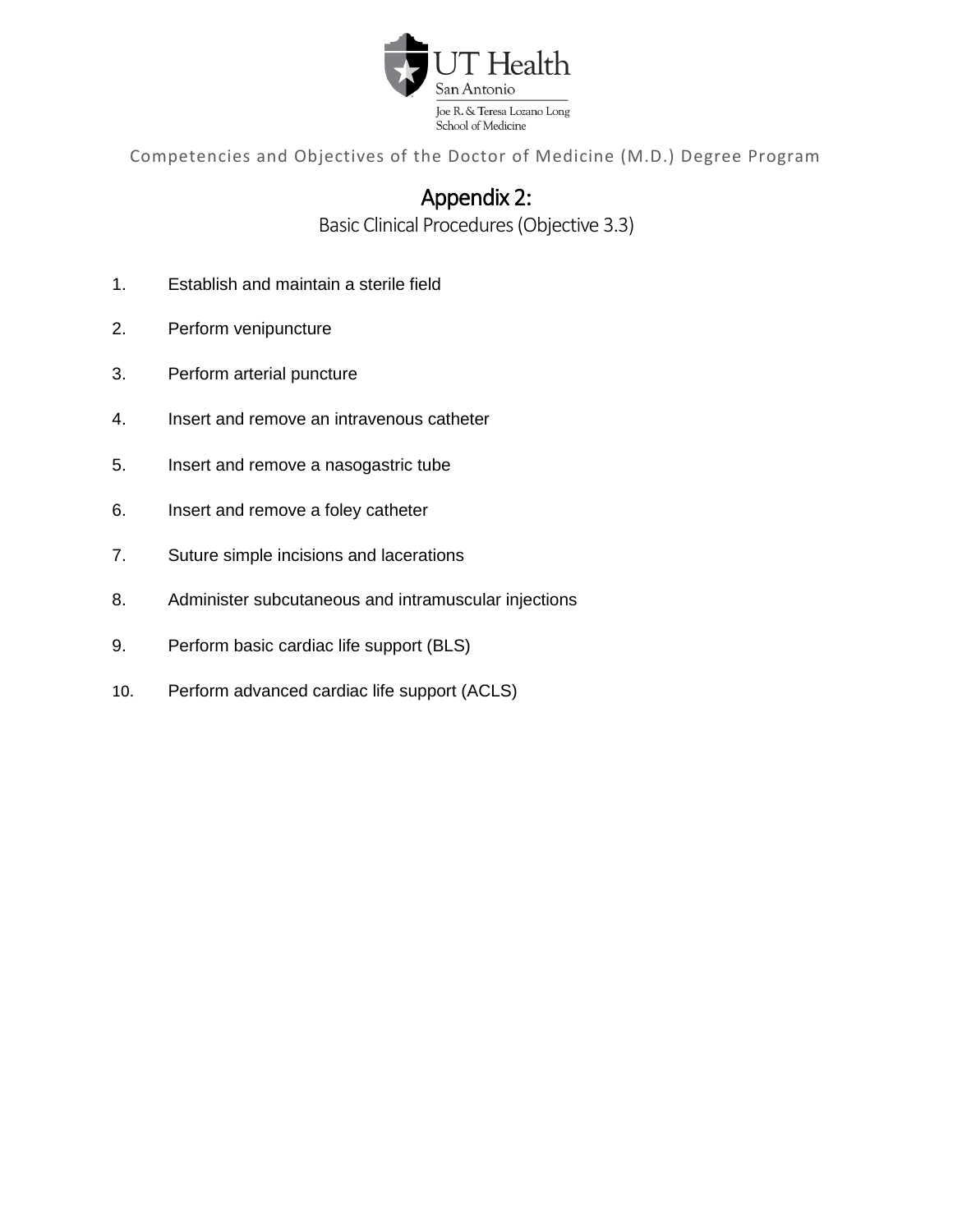UT Health San Antonio
Joe R. & Teresa Lozano Long School of Medicine

Competencies and Objectives of the Doctor of Medicine (M.D.) Degree Program

# Appendix 2:

## Basic Clinical Procedures (Objective 3.3)

1. Establish and maintain a sterile field
2. Perform venipuncture
3. Perform arterial puncture
4. Insert and remove an intravenous catheter
5. Insert and remove a nasogastric tube
6. Insert and remove a foley catheter
7. Suture simple incisions and lacerations
8. Administer subcutaneous and intramuscular injections
9. Perform basic cardiac life support (BLS)
10. Perform advanced cardiac life support (ACLS)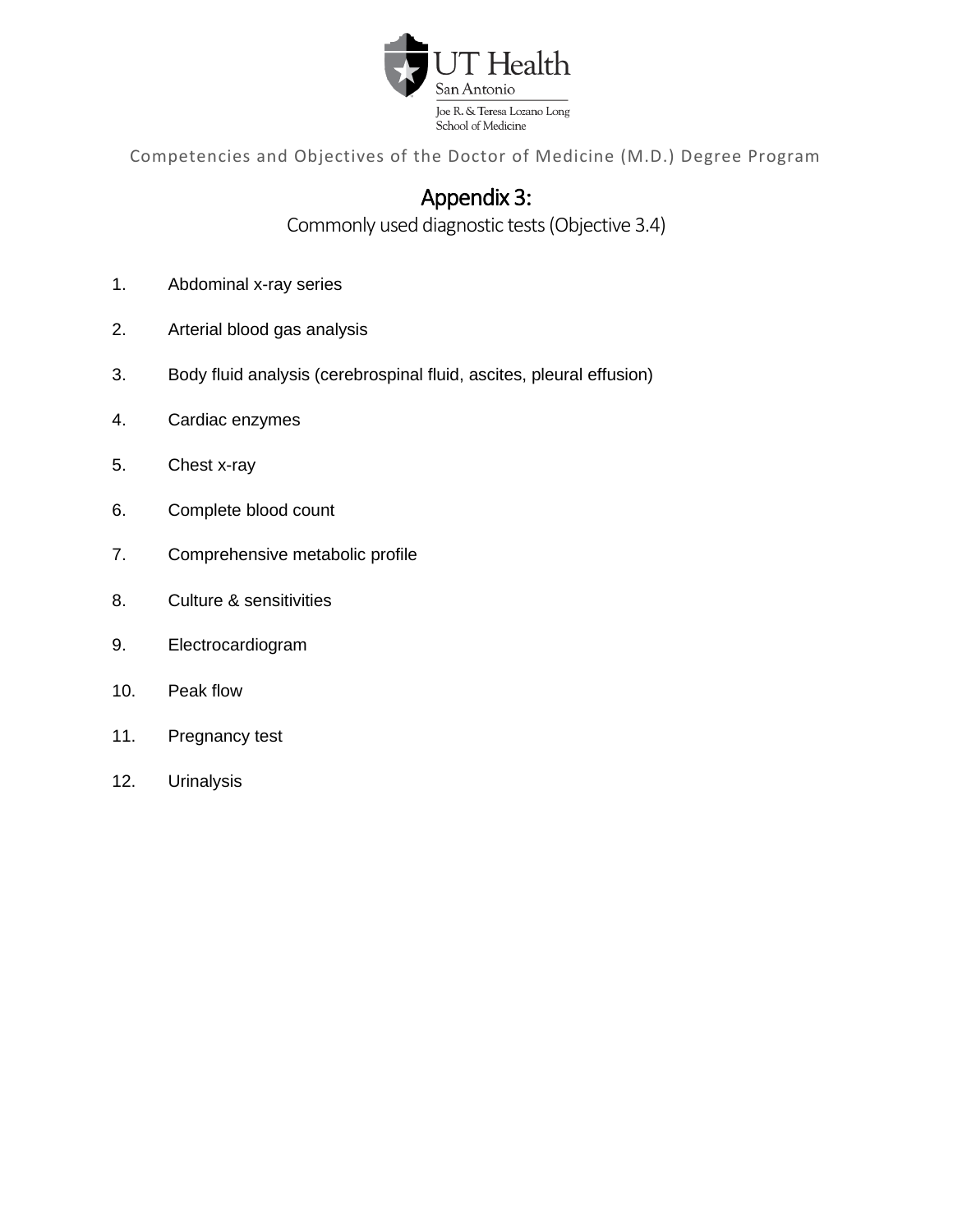## Appendix 3:

Commonly used diagnostic tests (Objective 3.4)

1. Abdominal x-ray series
2. Arterial blood gas analysis
3. Body fluid analysis (cerebrospinal fluid, ascites, pleural effusion)
4. Cardiac enzymes
5. Chest x-ray
6. Complete blood count
7. Comprehensive metabolic profile
8. Culture & sensitivities
9. Electrocardiogram
10. Peak flow
11. Pregnancy test
12. Urinalysis